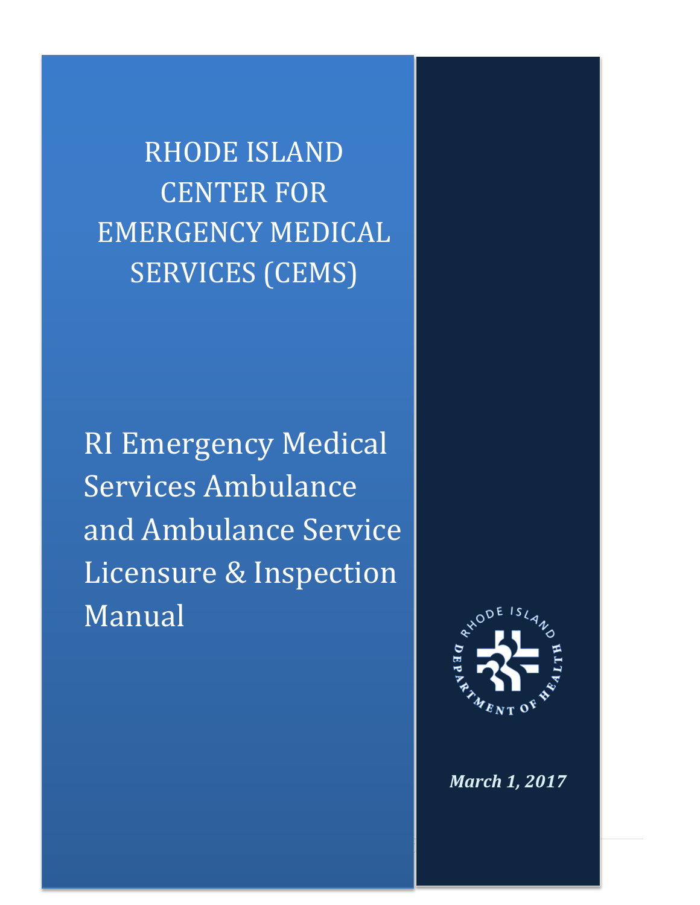# RHODE ISLAND CENTER FOR EMERGENCY MEDICAL SERVICES (CEMS)

# RI Emergency Medical Services Ambulance and Ambulance Service Licensure & Inspection Manual

RHODE ISLAND DEPARTMENT OF HEALTH

***March 1, 2017***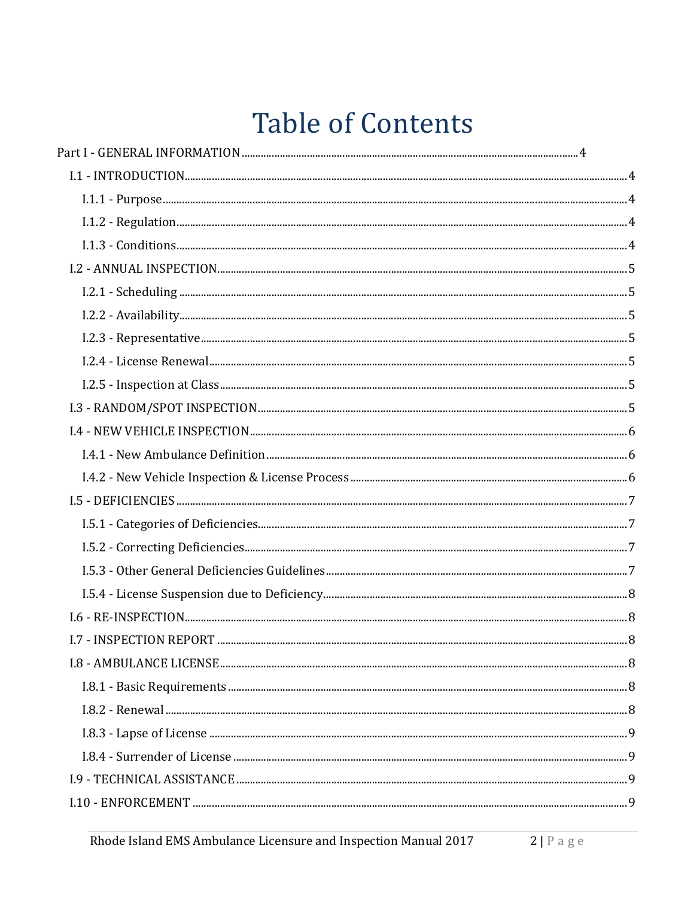# Table of Contents

Part I - GENERAL INFORMATION ..... 4

- I.1 - INTRODUCTION ..... 4
  - I.1.1 - Purpose ..... 4
  - I.1.2 - Regulation ..... 4
  - I.1.3 - Conditions ..... 4
- I.2 - ANNUAL INSPECTION ..... 5
  - I.2.1 - Scheduling ..... 5
  - I.2.2 - Availability ..... 5
  - I.2.3 - Representative ..... 5
  - I.2.4 - License Renewal ..... 5
  - I.2.5 - Inspection at Class ..... 5
- I.3 - RANDOM/SPOT INSPECTION ..... 5
- I.4 - NEW VEHICLE INSPECTION ..... 6
  - I.4.1 - New Ambulance Definition ..... 6
  - I.4.2 - New Vehicle Inspection & License Process ..... 6
- I.5 - DEFICIENCIES ..... 7
  - I.5.1 - Categories of Deficiencies ..... 7
  - I.5.2 - Correcting Deficiencies ..... 7
  - I.5.3 - Other General Deficiencies Guidelines ..... 7
  - I.5.4 - License Suspension due to Deficiency ..... 8
- I.6 - RE-INSPECTION ..... 8
- I.7 - INSPECTION REPORT ..... 8
- I.8 - AMBULANCE LICENSE ..... 8
  - I.8.1 - Basic Requirements ..... 8
  - I.8.2 - Renewal ..... 8
  - I.8.3 - Lapse of License ..... 9
  - I.8.4 - Surrender of License ..... 9
- I.9 - TECHNICAL ASSISTANCE ..... 9
- I.10 - ENFORCEMENT ..... 9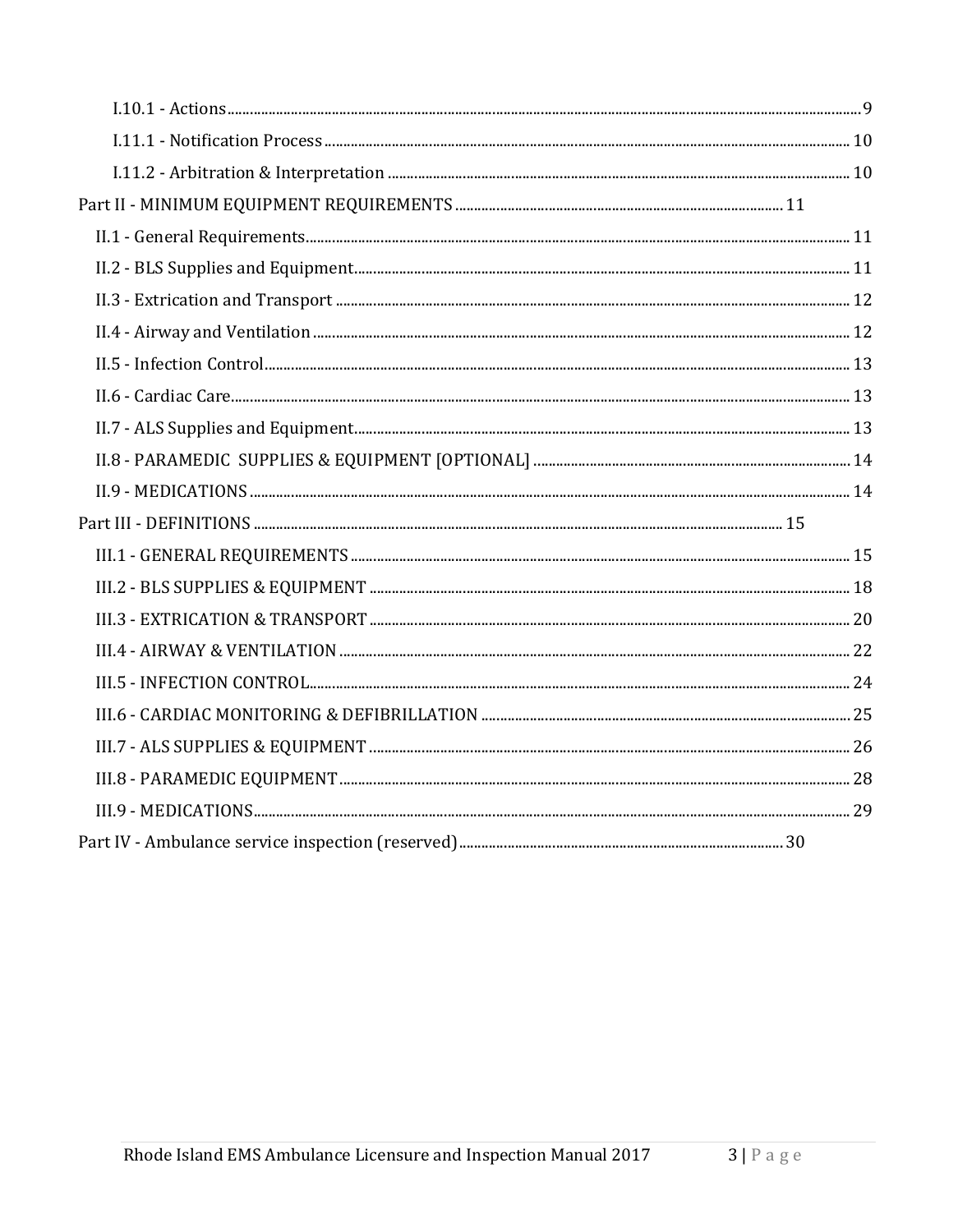- I.10.1 - Actions ... 9
- I.11.1 - Notification Process ... 10
- I.11.2 - Arbitration & Interpretation ... 10

Part II - MINIMUM EQUIPMENT REQUIREMENTS ... 11

- II.1 - General Requirements ... 11
- II.2 - BLS Supplies and Equipment ... 11
- II.3 - Extrication and Transport ... 12
- II.4 - Airway and Ventilation ... 12
- II.5 - Infection Control ... 13
- II.6 - Cardiac Care ... 13
- II.7 - ALS Supplies and Equipment ... 13
- II.8 - PARAMEDIC SUPPLIES & EQUIPMENT [OPTIONAL] ... 14
- II.9 - MEDICATIONS ... 14

Part III - DEFINITIONS ... 15

- III.1 - GENERAL REQUIREMENTS ... 15
- III.2 - BLS SUPPLIES & EQUIPMENT ... 18
- III.3 - EXTRICATION & TRANSPORT ... 20
- III.4 - AIRWAY & VENTILATION ... 22
- III.5 - INFECTION CONTROL ... 24
- III.6 - CARDIAC MONITORING & DEFIBRILLATION ... 25
- III.7 - ALS SUPPLIES & EQUIPMENT ... 26
- III.8 - PARAMEDIC EQUIPMENT ... 28
- III.9 - MEDICATIONS ... 29

Part IV - Ambulance service inspection (reserved) ... 30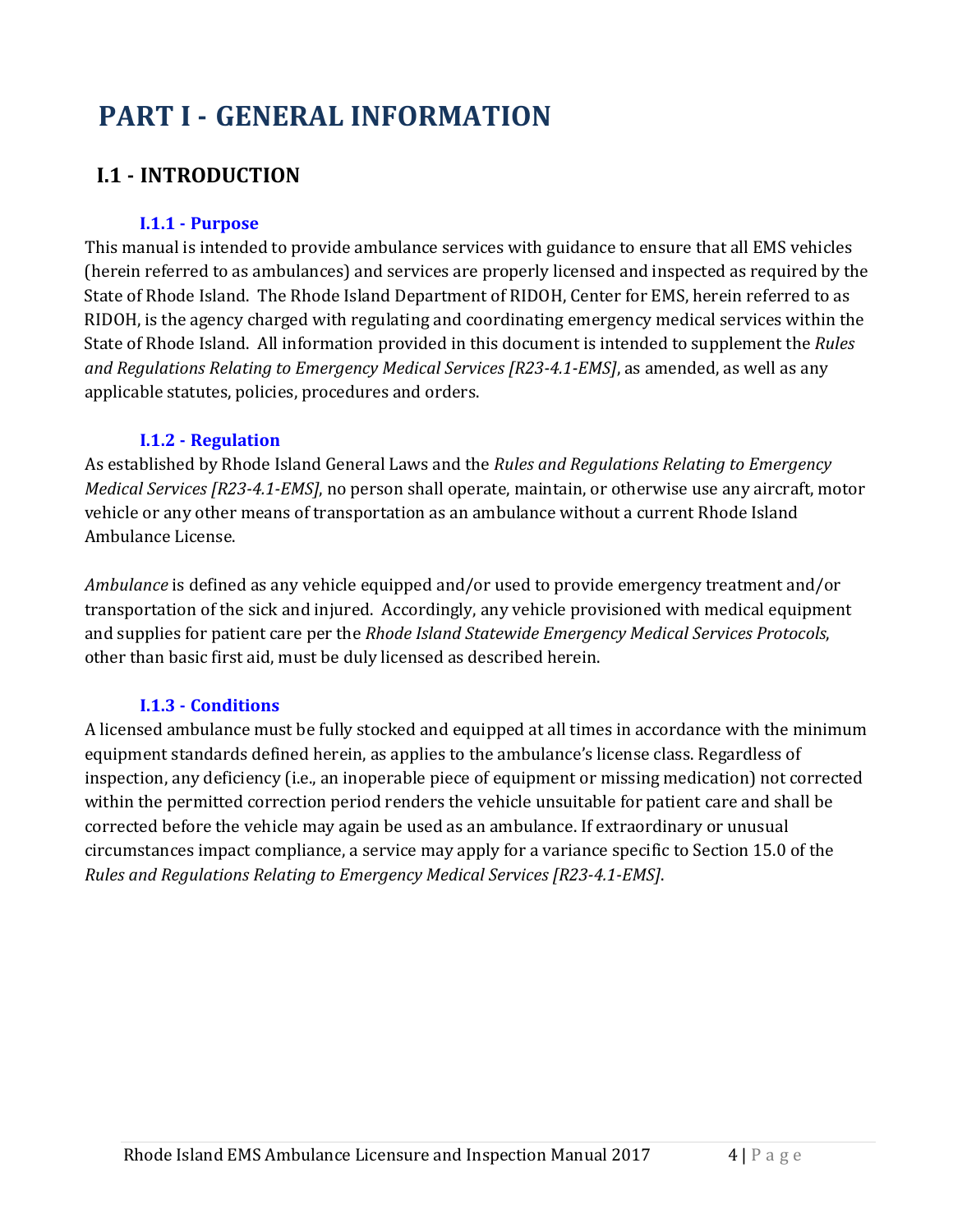# PART I - GENERAL INFORMATION

## I.1 - INTRODUCTION

### I.1.1 - Purpose

This manual is intended to provide ambulance services with guidance to ensure that all EMS vehicles (herein referred to as ambulances) and services are properly licensed and inspected as required by the State of Rhode Island. The Rhode Island Department of RIDOH, Center for EMS, herein referred to as RIDOH, is the agency charged with regulating and coordinating emergency medical services within the State of Rhode Island. All information provided in this document is intended to supplement the *Rules and Regulations Relating to Emergency Medical Services [R23-4.1-EMS]*, as amended, as well as any applicable statutes, policies, procedures and orders.

### I.1.2 - Regulation

As established by Rhode Island General Laws and the *Rules and Regulations Relating to Emergency Medical Services [R23-4.1-EMS]*, no person shall operate, maintain, or otherwise use any aircraft, motor vehicle or any other means of transportation as an ambulance without a current Rhode Island Ambulance License.

*Ambulance* is defined as any vehicle equipped and/or used to provide emergency treatment and/or transportation of the sick and injured. Accordingly, any vehicle provisioned with medical equipment and supplies for patient care per the *Rhode Island Statewide Emergency Medical Services Protocols*, other than basic first aid, must be duly licensed as described herein.

### I.1.3 - Conditions

A licensed ambulance must be fully stocked and equipped at all times in accordance with the minimum equipment standards defined herein, as applies to the ambulance's license class. Regardless of inspection, any deficiency (i.e., an inoperable piece of equipment or missing medication) not corrected within the permitted correction period renders the vehicle unsuitable for patient care and shall be corrected before the vehicle may again be used as an ambulance. If extraordinary or unusual circumstances impact compliance, a service may apply for a variance specific to Section 15.0 of the *Rules and Regulations Relating to Emergency Medical Services [R23-4.1-EMS]*.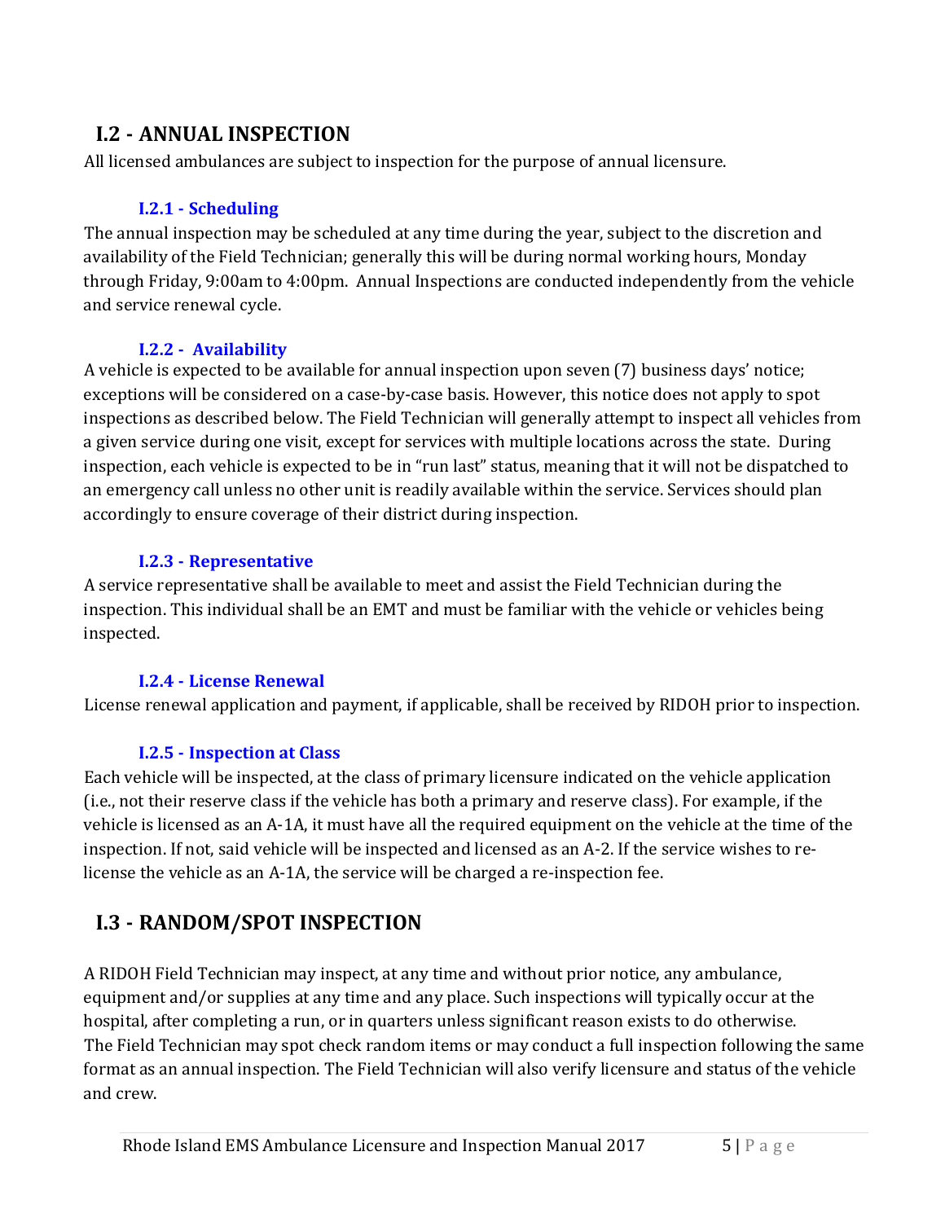## I.2 - ANNUAL INSPECTION

All licensed ambulances are subject to inspection for the purpose of annual licensure.

### I.2.1 - Scheduling

The annual inspection may be scheduled at any time during the year, subject to the discretion and availability of the Field Technician; generally this will be during normal working hours, Monday through Friday, 9:00am to 4:00pm. Annual Inspections are conducted independently from the vehicle and service renewal cycle.

### I.2.2 - Availability

A vehicle is expected to be available for annual inspection upon seven (7) business days' notice; exceptions will be considered on a case-by-case basis. However, this notice does not apply to spot inspections as described below. The Field Technician will generally attempt to inspect all vehicles from a given service during one visit, except for services with multiple locations across the state. During inspection, each vehicle is expected to be in "run last" status, meaning that it will not be dispatched to an emergency call unless no other unit is readily available within the service. Services should plan accordingly to ensure coverage of their district during inspection.

### I.2.3 - Representative

A service representative shall be available to meet and assist the Field Technician during the inspection. This individual shall be an EMT and must be familiar with the vehicle or vehicles being inspected.

### I.2.4 - License Renewal

License renewal application and payment, if applicable, shall be received by RIDOH prior to inspection.

### I.2.5 - Inspection at Class

Each vehicle will be inspected, at the class of primary licensure indicated on the vehicle application (i.e., not their reserve class if the vehicle has both a primary and reserve class). For example, if the vehicle is licensed as an A-1A, it must have all the required equipment on the vehicle at the time of the inspection. If not, said vehicle will be inspected and licensed as an A-2. If the service wishes to re-license the vehicle as an A-1A, the service will be charged a re-inspection fee.

## I.3 - RANDOM/SPOT INSPECTION

A RIDOH Field Technician may inspect, at any time and without prior notice, any ambulance, equipment and/or supplies at any time and any place. Such inspections will typically occur at the hospital, after completing a run, or in quarters unless significant reason exists to do otherwise. The Field Technician may spot check random items or may conduct a full inspection following the same format as an annual inspection. The Field Technician will also verify licensure and status of the vehicle and crew.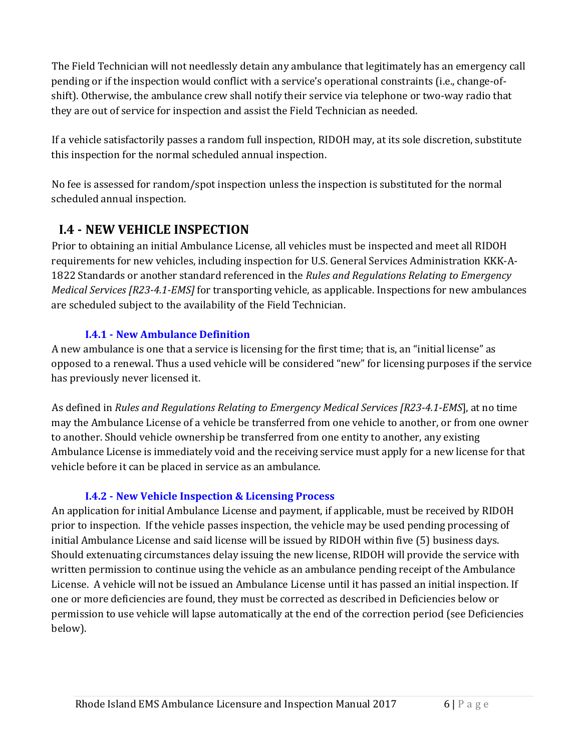The Field Technician will not needlessly detain any ambulance that legitimately has an emergency call pending or if the inspection would conflict with a service's operational constraints (i.e., change-of-shift). Otherwise, the ambulance crew shall notify their service via telephone or two-way radio that they are out of service for inspection and assist the Field Technician as needed.

If a vehicle satisfactorily passes a random full inspection, RIDOH may, at its sole discretion, substitute this inspection for the normal scheduled annual inspection.

No fee is assessed for random/spot inspection unless the inspection is substituted for the normal scheduled annual inspection.

## I.4 - NEW VEHICLE INSPECTION

Prior to obtaining an initial Ambulance License, all vehicles must be inspected and meet all RIDOH requirements for new vehicles, including inspection for U.S. General Services Administration KKK-A-1822 Standards or another standard referenced in the *Rules and Regulations Relating to Emergency Medical Services [R23-4.1-EMS]* for transporting vehicle, as applicable. Inspections for new ambulances are scheduled subject to the availability of the Field Technician.

### I.4.1 - New Ambulance Definition

A new ambulance is one that a service is licensing for the first time; that is, an "initial license" as opposed to a renewal. Thus a used vehicle will be considered "new" for licensing purposes if the service has previously never licensed it.

As defined in *Rules and Regulations Relating to Emergency Medical Services [R23-4.1-EMS*], at no time may the Ambulance License of a vehicle be transferred from one vehicle to another, or from one owner to another. Should vehicle ownership be transferred from one entity to another, any existing Ambulance License is immediately void and the receiving service must apply for a new license for that vehicle before it can be placed in service as an ambulance.

### I.4.2 - New Vehicle Inspection & Licensing Process

An application for initial Ambulance License and payment, if applicable, must be received by RIDOH prior to inspection. If the vehicle passes inspection, the vehicle may be used pending processing of initial Ambulance License and said license will be issued by RIDOH within five (5) business days. Should extenuating circumstances delay issuing the new license, RIDOH will provide the service with written permission to continue using the vehicle as an ambulance pending receipt of the Ambulance License. A vehicle will not be issued an Ambulance License until it has passed an initial inspection. If one or more deficiencies are found, they must be corrected as described in Deficiencies below or permission to use vehicle will lapse automatically at the end of the correction period (see Deficiencies below).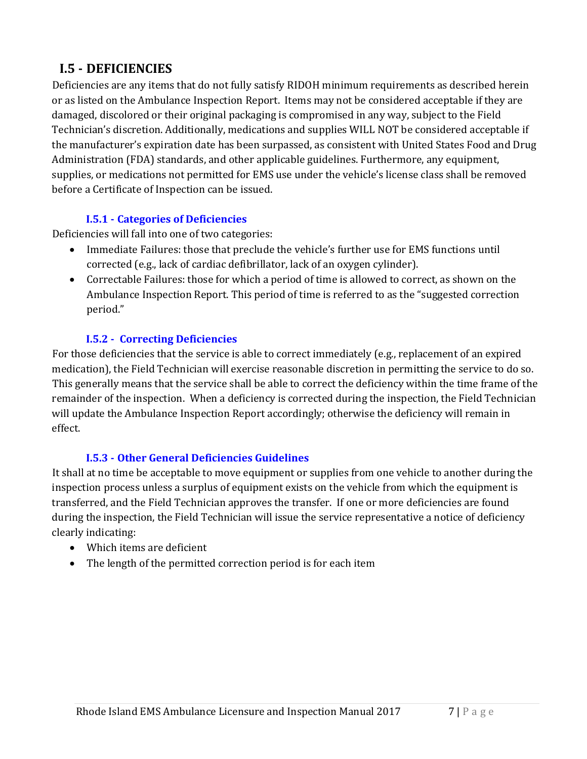## I.5 - DEFICIENCIES

Deficiencies are any items that do not fully satisfy RIDOH minimum requirements as described herein or as listed on the Ambulance Inspection Report. Items may not be considered acceptable if they are damaged, discolored or their original packaging is compromised in any way, subject to the Field Technician's discretion. Additionally, medications and supplies WILL NOT be considered acceptable if the manufacturer's expiration date has been surpassed, as consistent with United States Food and Drug Administration (FDA) standards, and other applicable guidelines. Furthermore, any equipment, supplies, or medications not permitted for EMS use under the vehicle's license class shall be removed before a Certificate of Inspection can be issued.

### I.5.1 - Categories of Deficiencies

Deficiencies will fall into one of two categories:

- Immediate Failures: those that preclude the vehicle's further use for EMS functions until corrected (e.g., lack of cardiac defibrillator, lack of an oxygen cylinder).
- Correctable Failures: those for which a period of time is allowed to correct, as shown on the Ambulance Inspection Report. This period of time is referred to as the "suggested correction period."

### I.5.2 - Correcting Deficiencies

For those deficiencies that the service is able to correct immediately (e.g., replacement of an expired medication), the Field Technician will exercise reasonable discretion in permitting the service to do so. This generally means that the service shall be able to correct the deficiency within the time frame of the remainder of the inspection. When a deficiency is corrected during the inspection, the Field Technician will update the Ambulance Inspection Report accordingly; otherwise the deficiency will remain in effect.

### I.5.3 - Other General Deficiencies Guidelines

It shall at no time be acceptable to move equipment or supplies from one vehicle to another during the inspection process unless a surplus of equipment exists on the vehicle from which the equipment is transferred, and the Field Technician approves the transfer. If one or more deficiencies are found during the inspection, the Field Technician will issue the service representative a notice of deficiency clearly indicating:

- Which items are deficient
- The length of the permitted correction period is for each item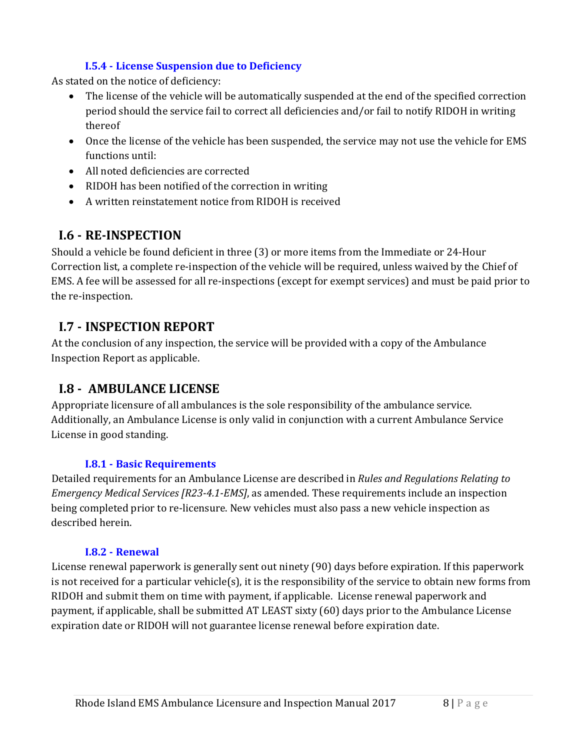### I.5.4 - License Suspension due to Deficiency

As stated on the notice of deficiency:

- The license of the vehicle will be automatically suspended at the end of the specified correction period should the service fail to correct all deficiencies and/or fail to notify RIDOH in writing thereof
- Once the license of the vehicle has been suspended, the service may not use the vehicle for EMS functions until:
- All noted deficiencies are corrected
- RIDOH has been notified of the correction in writing
- A written reinstatement notice from RIDOH is received

## I.6 - RE-INSPECTION

Should a vehicle be found deficient in three (3) or more items from the Immediate or 24-Hour Correction list, a complete re-inspection of the vehicle will be required, unless waived by the Chief of EMS. A fee will be assessed for all re-inspections (except for exempt services) and must be paid prior to the re-inspection.

## I.7 - INSPECTION REPORT

At the conclusion of any inspection, the service will be provided with a copy of the Ambulance Inspection Report as applicable.

## I.8 - AMBULANCE LICENSE

Appropriate licensure of all ambulances is the sole responsibility of the ambulance service. Additionally, an Ambulance License is only valid in conjunction with a current Ambulance Service License in good standing.

### I.8.1 - Basic Requirements

Detailed requirements for an Ambulance License are described in *Rules and Regulations Relating to Emergency Medical Services [R23-4.1-EMS]*, as amended. These requirements include an inspection being completed prior to re-licensure. New vehicles must also pass a new vehicle inspection as described herein.

### I.8.2 - Renewal

License renewal paperwork is generally sent out ninety (90) days before expiration. If this paperwork is not received for a particular vehicle(s), it is the responsibility of the service to obtain new forms from RIDOH and submit them on time with payment, if applicable. License renewal paperwork and payment, if applicable, shall be submitted AT LEAST sixty (60) days prior to the Ambulance License expiration date or RIDOH will not guarantee license renewal before expiration date.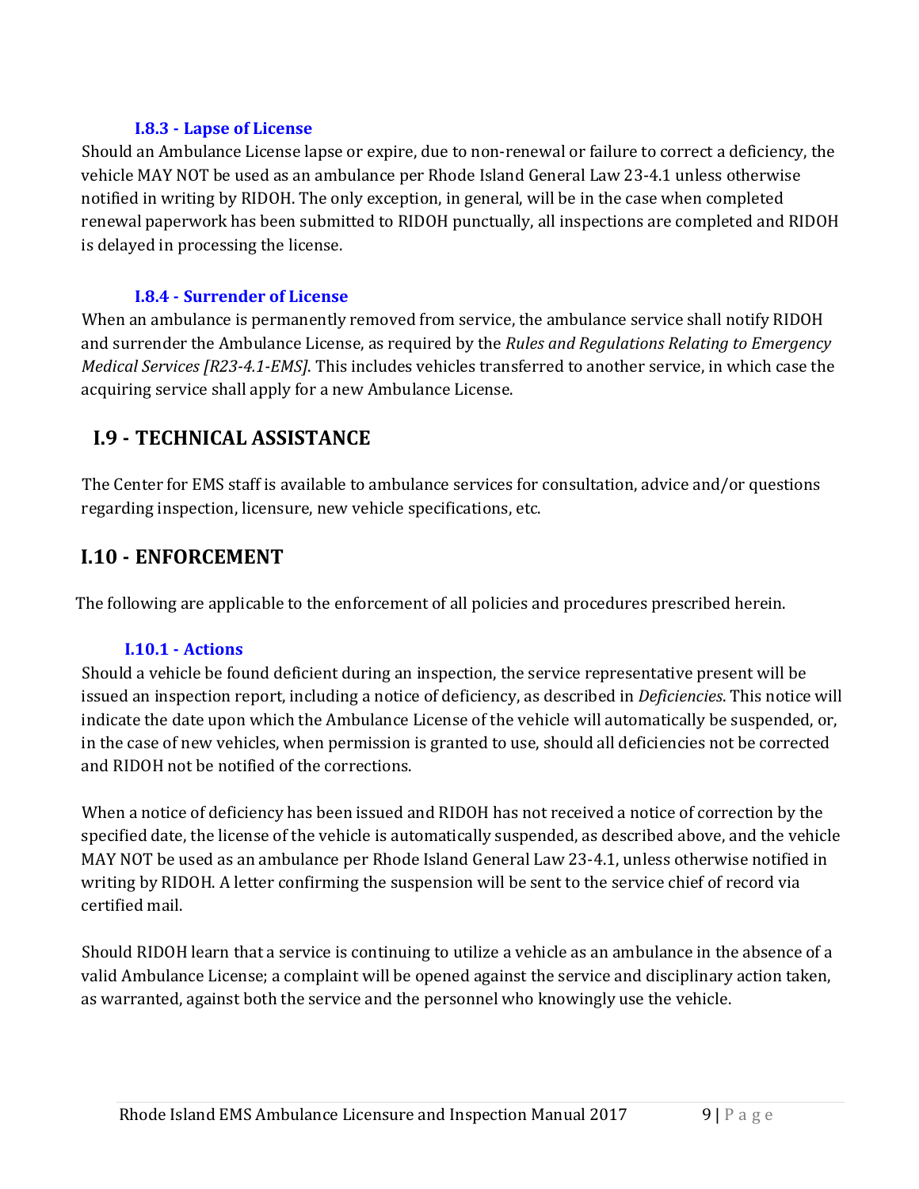### I.8.3 - Lapse of License

Should an Ambulance License lapse or expire, due to non-renewal or failure to correct a deficiency, the vehicle MAY NOT be used as an ambulance per Rhode Island General Law 23-4.1 unless otherwise notified in writing by RIDOH. The only exception, in general, will be in the case when completed renewal paperwork has been submitted to RIDOH punctually, all inspections are completed and RIDOH is delayed in processing the license.

### I.8.4 - Surrender of License

When an ambulance is permanently removed from service, the ambulance service shall notify RIDOH and surrender the Ambulance License, as required by the *Rules and Regulations Relating to Emergency Medical Services [R23-4.1-EMS]*. This includes vehicles transferred to another service, in which case the acquiring service shall apply for a new Ambulance License.

## I.9 - TECHNICAL ASSISTANCE

The Center for EMS staff is available to ambulance services for consultation, advice and/or questions regarding inspection, licensure, new vehicle specifications, etc.

## I.10 - ENFORCEMENT

The following are applicable to the enforcement of all policies and procedures prescribed herein.

### I.10.1 - Actions

Should a vehicle be found deficient during an inspection, the service representative present will be issued an inspection report, including a notice of deficiency, as described in *Deficiencies*. This notice will indicate the date upon which the Ambulance License of the vehicle will automatically be suspended, or, in the case of new vehicles, when permission is granted to use, should all deficiencies not be corrected and RIDOH not be notified of the corrections.

When a notice of deficiency has been issued and RIDOH has not received a notice of correction by the specified date, the license of the vehicle is automatically suspended, as described above, and the vehicle MAY NOT be used as an ambulance per Rhode Island General Law 23-4.1, unless otherwise notified in writing by RIDOH. A letter confirming the suspension will be sent to the service chief of record via certified mail.

Should RIDOH learn that a service is continuing to utilize a vehicle as an ambulance in the absence of a valid Ambulance License; a complaint will be opened against the service and disciplinary action taken, as warranted, against both the service and the personnel who knowingly use the vehicle.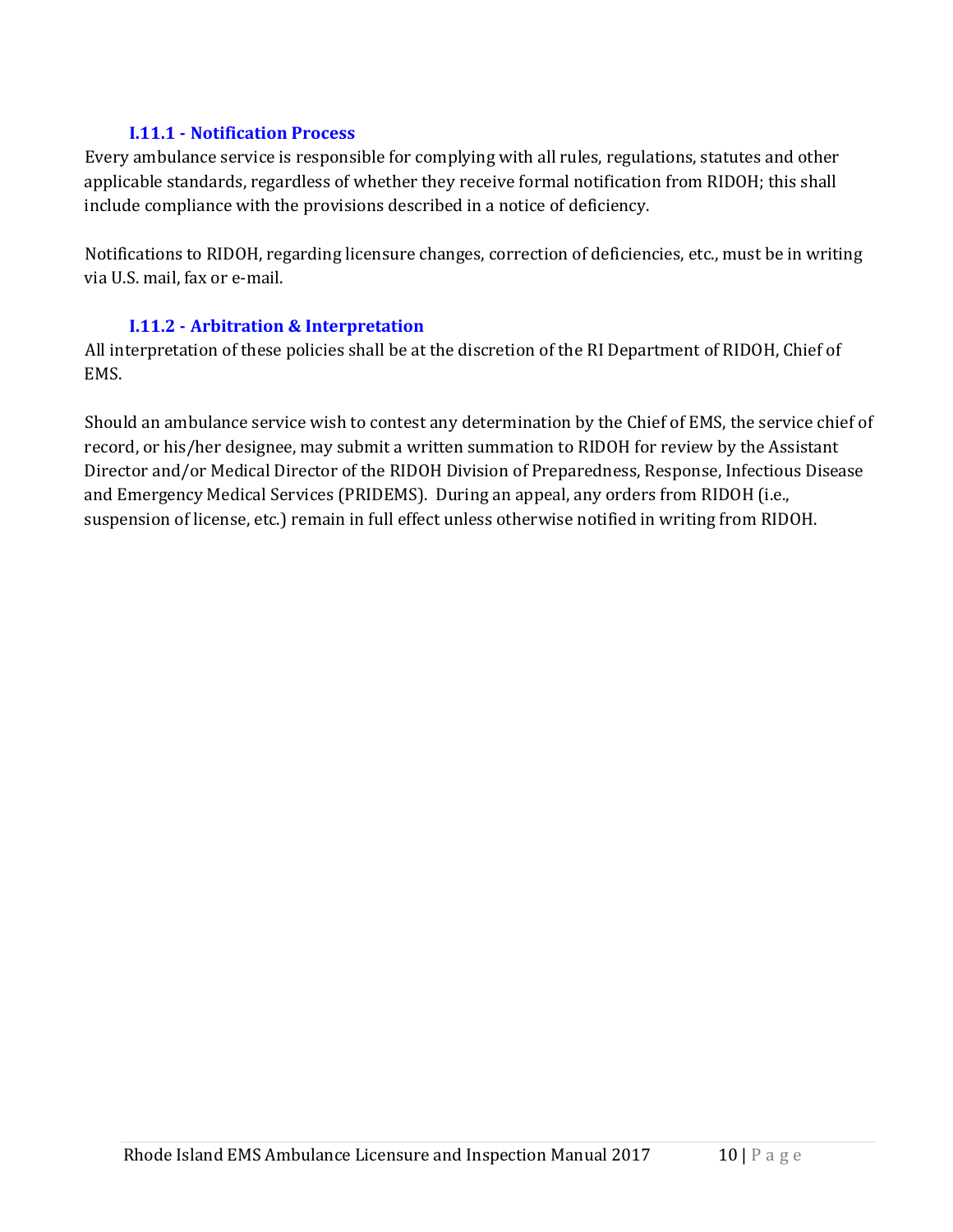### I.11.1 - Notification Process

Every ambulance service is responsible for complying with all rules, regulations, statutes and other applicable standards, regardless of whether they receive formal notification from RIDOH; this shall include compliance with the provisions described in a notice of deficiency.

Notifications to RIDOH, regarding licensure changes, correction of deficiencies, etc., must be in writing via U.S. mail, fax or e-mail.

### I.11.2 - Arbitration & Interpretation

All interpretation of these policies shall be at the discretion of the RI Department of RIDOH, Chief of EMS.

Should an ambulance service wish to contest any determination by the Chief of EMS, the service chief of record, or his/her designee, may submit a written summation to RIDOH for review by the Assistant Director and/or Medical Director of the RIDOH Division of Preparedness, Response, Infectious Disease and Emergency Medical Services (PRIDEMS). During an appeal, any orders from RIDOH (i.e., suspension of license, etc.) remain in full effect unless otherwise notified in writing from RIDOH.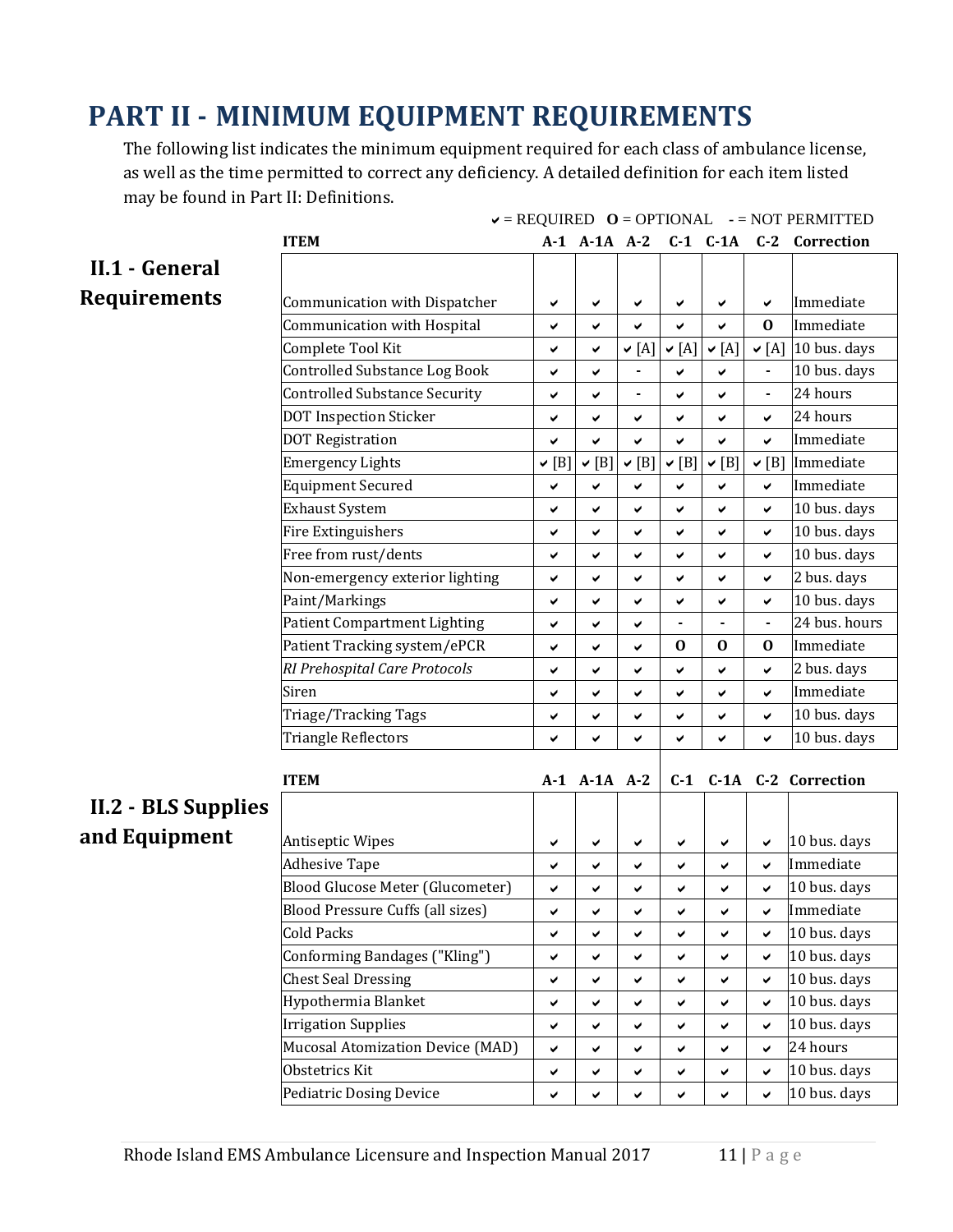# PART II - MINIMUM EQUIPMENT REQUIREMENTS

The following list indicates the minimum equipment required for each class of ambulance license, as well as the time permitted to correct any deficiency. A detailed definition for each item listed may be found in Part II: Definitions.

✔ = REQUIRED **O** = OPTIONAL **-** = NOT PERMITTED

## II.1 - General Requirements

| ITEM | A-1 | A-1A | A-2 | C-1 | C-1A | C-2 | Correction |
|---|---|---|---|---|---|---|---|
| Communication with Dispatcher | ✔ | ✔ | ✔ | ✔ | ✔ | ✔ | Immediate |
| Communication with Hospital | ✔ | ✔ | ✔ | ✔ | ✔ | **O** | Immediate |
| Complete Tool Kit | ✔ | ✔ | ✔ [A] | ✔ [A] | ✔ [A] | ✔ [A] | 10 bus. days |
| Controlled Substance Log Book | ✔ | ✔ | - | ✔ | ✔ | - | 10 bus. days |
| Controlled Substance Security | ✔ | ✔ | - | ✔ | ✔ | - | 24 hours |
| DOT Inspection Sticker | ✔ | ✔ | ✔ | ✔ | ✔ | ✔ | 24 hours |
| DOT Registration | ✔ | ✔ | ✔ | ✔ | ✔ | ✔ | Immediate |
| Emergency Lights | ✔ [B] | ✔ [B] | ✔ [B] | ✔ [B] | ✔ [B] | ✔ [B] | Immediate |
| Equipment Secured | ✔ | ✔ | ✔ | ✔ | ✔ | ✔ | Immediate |
| Exhaust System | ✔ | ✔ | ✔ | ✔ | ✔ | ✔ | 10 bus. days |
| Fire Extinguishers | ✔ | ✔ | ✔ | ✔ | ✔ | ✔ | 10 bus. days |
| Free from rust/dents | ✔ | ✔ | ✔ | ✔ | ✔ | ✔ | 10 bus. days |
| Non-emergency exterior lighting | ✔ | ✔ | ✔ | ✔ | ✔ | ✔ | 2 bus. days |
| Paint/Markings | ✔ | ✔ | ✔ | ✔ | ✔ | ✔ | 10 bus. days |
| Patient Compartment Lighting | ✔ | ✔ | ✔ | - | - | - | 24 bus. hours |
| Patient Tracking system/ePCR | ✔ | ✔ | ✔ | **O** | **O** | **O** | Immediate |
| *RI Prehospital Care Protocols* | ✔ | ✔ | ✔ | ✔ | ✔ | ✔ | 2 bus. days |
| Siren | ✔ | ✔ | ✔ | ✔ | ✔ | ✔ | Immediate |
| Triage/Tracking Tags | ✔ | ✔ | ✔ | ✔ | ✔ | ✔ | 10 bus. days |
| Triangle Reflectors | ✔ | ✔ | ✔ | ✔ | ✔ | ✔ | 10 bus. days |

## II.2 - BLS Supplies and Equipment

| ITEM | A-1 | A-1A | A-2 | C-1 | C-1A | C-2 | Correction |
|---|---|---|---|---|---|---|---|
| Antiseptic Wipes | ✔ | ✔ | ✔ | ✔ | ✔ | ✔ | 10 bus. days |
| Adhesive Tape | ✔ | ✔ | ✔ | ✔ | ✔ | ✔ | Immediate |
| Blood Glucose Meter (Glucometer) | ✔ | ✔ | ✔ | ✔ | ✔ | ✔ | 10 bus. days |
| Blood Pressure Cuffs (all sizes) | ✔ | ✔ | ✔ | ✔ | ✔ | ✔ | Immediate |
| Cold Packs | ✔ | ✔ | ✔ | ✔ | ✔ | ✔ | 10 bus. days |
| Conforming Bandages ("Kling") | ✔ | ✔ | ✔ | ✔ | ✔ | ✔ | 10 bus. days |
| Chest Seal Dressing | ✔ | ✔ | ✔ | ✔ | ✔ | ✔ | 10 bus. days |
| Hypothermia Blanket | ✔ | ✔ | ✔ | ✔ | ✔ | ✔ | 10 bus. days |
| Irrigation Supplies | ✔ | ✔ | ✔ | ✔ | ✔ | ✔ | 10 bus. days |
| Mucosal Atomization Device (MAD) | ✔ | ✔ | ✔ | ✔ | ✔ | ✔ | 24 hours |
| Obstetrics Kit | ✔ | ✔ | ✔ | ✔ | ✔ | ✔ | 10 bus. days |
| Pediatric Dosing Device | ✔ | ✔ | ✔ | ✔ | ✔ | ✔ | 10 bus. days |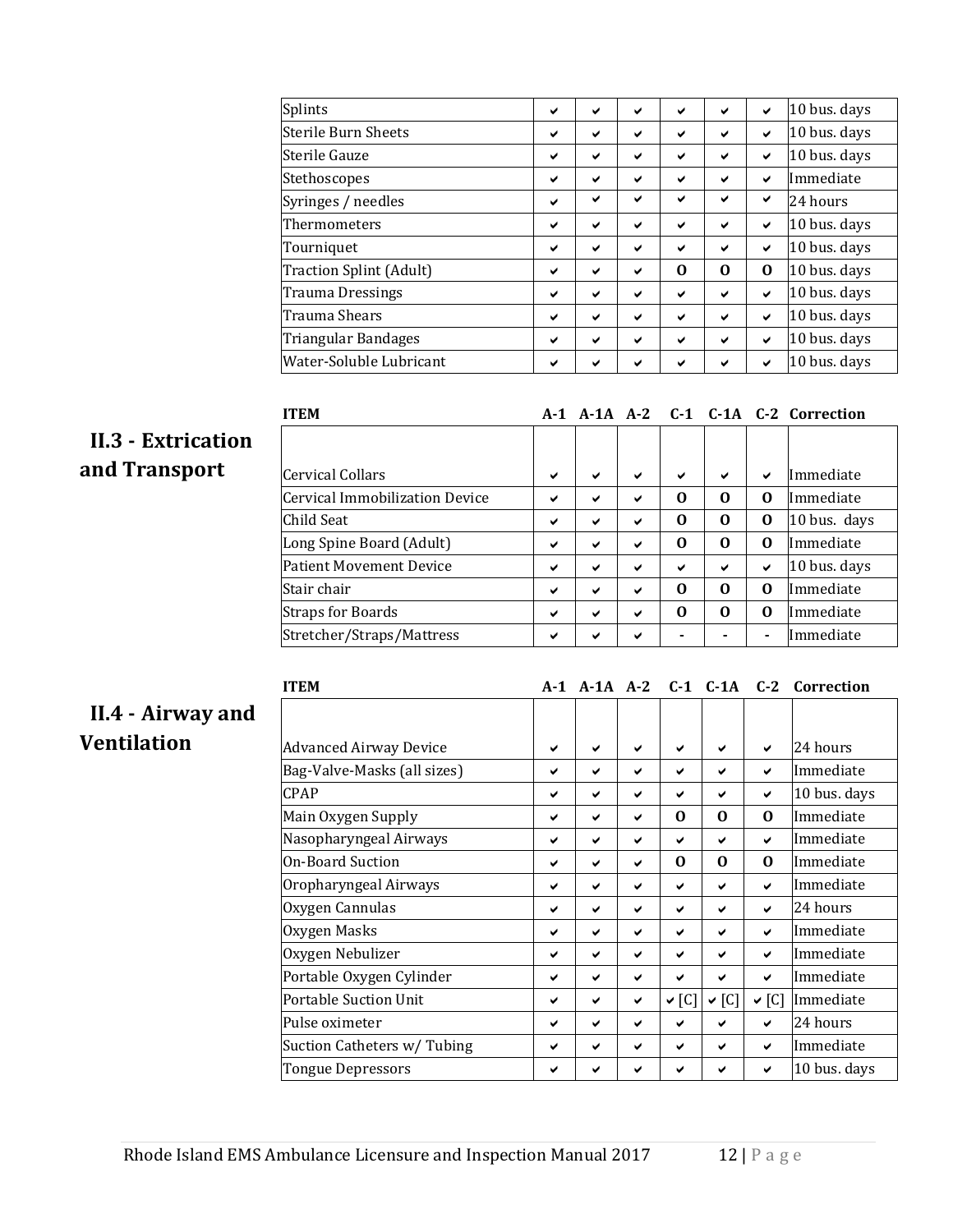| Splints | ✔ | ✔ | ✔ | ✔ | ✔ | ✔ | 10 bus. days |
|---|---|---|---|---|---|---|---|
| Sterile Burn Sheets | ✔ | ✔ | ✔ | ✔ | ✔ | ✔ | 10 bus. days |
| Sterile Gauze | ✔ | ✔ | ✔ | ✔ | ✔ | ✔ | 10 bus. days |
| Stethoscopes | ✔ | ✔ | ✔ | ✔ | ✔ | ✔ | Immediate |
| Syringes / needles | ✔ | ✔ | ✔ | ✔ | ✔ | ✔ | 24 hours |
| Thermometers | ✔ | ✔ | ✔ | ✔ | ✔ | ✔ | 10 bus. days |
| Tourniquet | ✔ | ✔ | ✔ | ✔ | ✔ | ✔ | 10 bus. days |
| Traction Splint (Adult) | ✔ | ✔ | ✔ | **O** | **O** | **O** | 10 bus. days |
| Trauma Dressings | ✔ | ✔ | ✔ | ✔ | ✔ | ✔ | 10 bus. days |
| Trauma Shears | ✔ | ✔ | ✔ | ✔ | ✔ | ✔ | 10 bus. days |
| Triangular Bandages | ✔ | ✔ | ✔ | ✔ | ✔ | ✔ | 10 bus. days |
| Water-Soluble Lubricant | ✔ | ✔ | ✔ | ✔ | ✔ | ✔ | 10 bus. days |

## II.3 - Extrication and Transport

| ITEM | A-1 | A-1A | A-2 | C-1 | C-1A | C-2 | Correction |
|---|---|---|---|---|---|---|---|
| Cervical Collars | ✔ | ✔ | ✔ | ✔ | ✔ | ✔ | Immediate |
| Cervical Immobilization Device | ✔ | ✔ | ✔ | **O** | **O** | **O** | Immediate |
| Child Seat | ✔ | ✔ | ✔ | **O** | **O** | **O** | 10 bus. days |
| Long Spine Board (Adult) | ✔ | ✔ | ✔ | **O** | **O** | **O** | Immediate |
| Patient Movement Device | ✔ | ✔ | ✔ | ✔ | ✔ | ✔ | 10 bus. days |
| Stair chair | ✔ | ✔ | ✔ | **O** | **O** | **O** | Immediate |
| Straps for Boards | ✔ | ✔ | ✔ | **O** | **O** | **O** | Immediate |
| Stretcher/Straps/Mattress | ✔ | ✔ | ✔ | - | - | - | Immediate |

## II.4 - Airway and Ventilation

| ITEM | A-1 | A-1A | A-2 | C-1 | C-1A | C-2 | Correction |
|---|---|---|---|---|---|---|---|
| Advanced Airway Device | ✔ | ✔ | ✔ | ✔ | ✔ | ✔ | 24 hours |
| Bag-Valve-Masks (all sizes) | ✔ | ✔ | ✔ | ✔ | ✔ | ✔ | Immediate |
| CPAP | ✔ | ✔ | ✔ | ✔ | ✔ | ✔ | 10 bus. days |
| Main Oxygen Supply | ✔ | ✔ | ✔ | **O** | **O** | **O** | Immediate |
| Nasopharyngeal Airways | ✔ | ✔ | ✔ | ✔ | ✔ | ✔ | Immediate |
| On-Board Suction | ✔ | ✔ | ✔ | **O** | **O** | **O** | Immediate |
| Oropharyngeal Airways | ✔ | ✔ | ✔ | ✔ | ✔ | ✔ | Immediate |
| Oxygen Cannulas | ✔ | ✔ | ✔ | ✔ | ✔ | ✔ | 24 hours |
| Oxygen Masks | ✔ | ✔ | ✔ | ✔ | ✔ | ✔ | Immediate |
| Oxygen Nebulizer | ✔ | ✔ | ✔ | ✔ | ✔ | ✔ | Immediate |
| Portable Oxygen Cylinder | ✔ | ✔ | ✔ | ✔ | ✔ | ✔ | Immediate |
| Portable Suction Unit | ✔ | ✔ | ✔ | ✔ [C] | ✔ [C] | ✔ [C] | Immediate |
| Pulse oximeter | ✔ | ✔ | ✔ | ✔ | ✔ | ✔ | 24 hours |
| Suction Catheters w/ Tubing | ✔ | ✔ | ✔ | ✔ | ✔ | ✔ | Immediate |
| Tongue Depressors | ✔ | ✔ | ✔ | ✔ | ✔ | ✔ | 10 bus. days |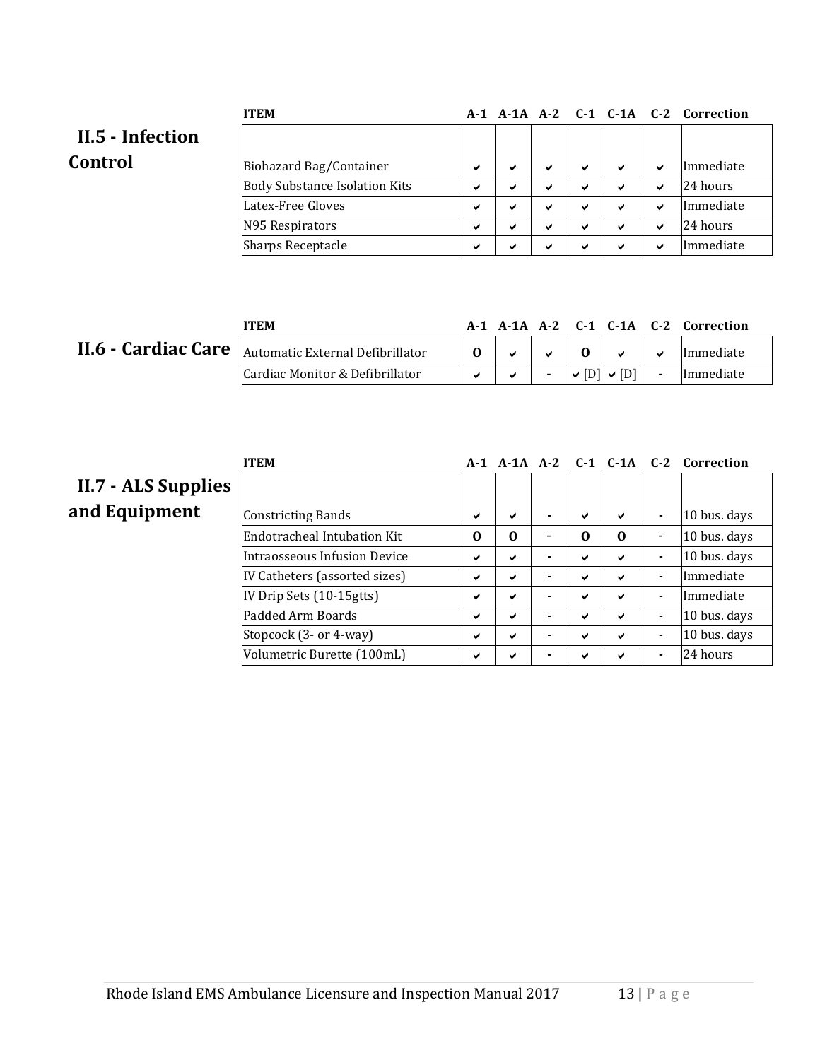## II.5 - Infection Control

| ITEM | A-1 | A-1A | A-2 | C-1 | C-1A | C-2 | Correction |
|---|---|---|---|---|---|---|---|
| Biohazard Bag/Container | ✔ | ✔ | ✔ | ✔ | ✔ | ✔ | Immediate |
| Body Substance Isolation Kits | ✔ | ✔ | ✔ | ✔ | ✔ | ✔ | 24 hours |
| Latex-Free Gloves | ✔ | ✔ | ✔ | ✔ | ✔ | ✔ | Immediate |
| N95 Respirators | ✔ | ✔ | ✔ | ✔ | ✔ | ✔ | 24 hours |
| Sharps Receptacle | ✔ | ✔ | ✔ | ✔ | ✔ | ✔ | Immediate |

## II.6 - Cardiac Care

| ITEM | A-1 | A-1A | A-2 | C-1 | C-1A | C-2 | Correction |
|---|---|---|---|---|---|---|---|
| Automatic External Defibrillator | O | ✔ | ✔ | O | ✔ | ✔ | Immediate |
| Cardiac Monitor & Defibrillator | ✔ | ✔ | - | ✔ [D] | ✔ [D] | - | Immediate |

## II.7 - ALS Supplies and Equipment

| ITEM | A-1 | A-1A | A-2 | C-1 | C-1A | C-2 | Correction |
|---|---|---|---|---|---|---|---|
| Constricting Bands | ✔ | ✔ | - | ✔ | ✔ | - | 10 bus. days |
| Endotracheal Intubation Kit | O | O | - | O | O | - | 10 bus. days |
| Intraosseous Infusion Device | ✔ | ✔ | - | ✔ | ✔ | - | 10 bus. days |
| IV Catheters (assorted sizes) | ✔ | ✔ | - | ✔ | ✔ | - | Immediate |
| IV Drip Sets (10-15gtts) | ✔ | ✔ | - | ✔ | ✔ | - | Immediate |
| Padded Arm Boards | ✔ | ✔ | - | ✔ | ✔ | - | 10 bus. days |
| Stopcock (3- or 4-way) | ✔ | ✔ | - | ✔ | ✔ | - | 10 bus. days |
| Volumetric Burette (100mL) | ✔ | ✔ | - | ✔ | ✔ | - | 24 hours |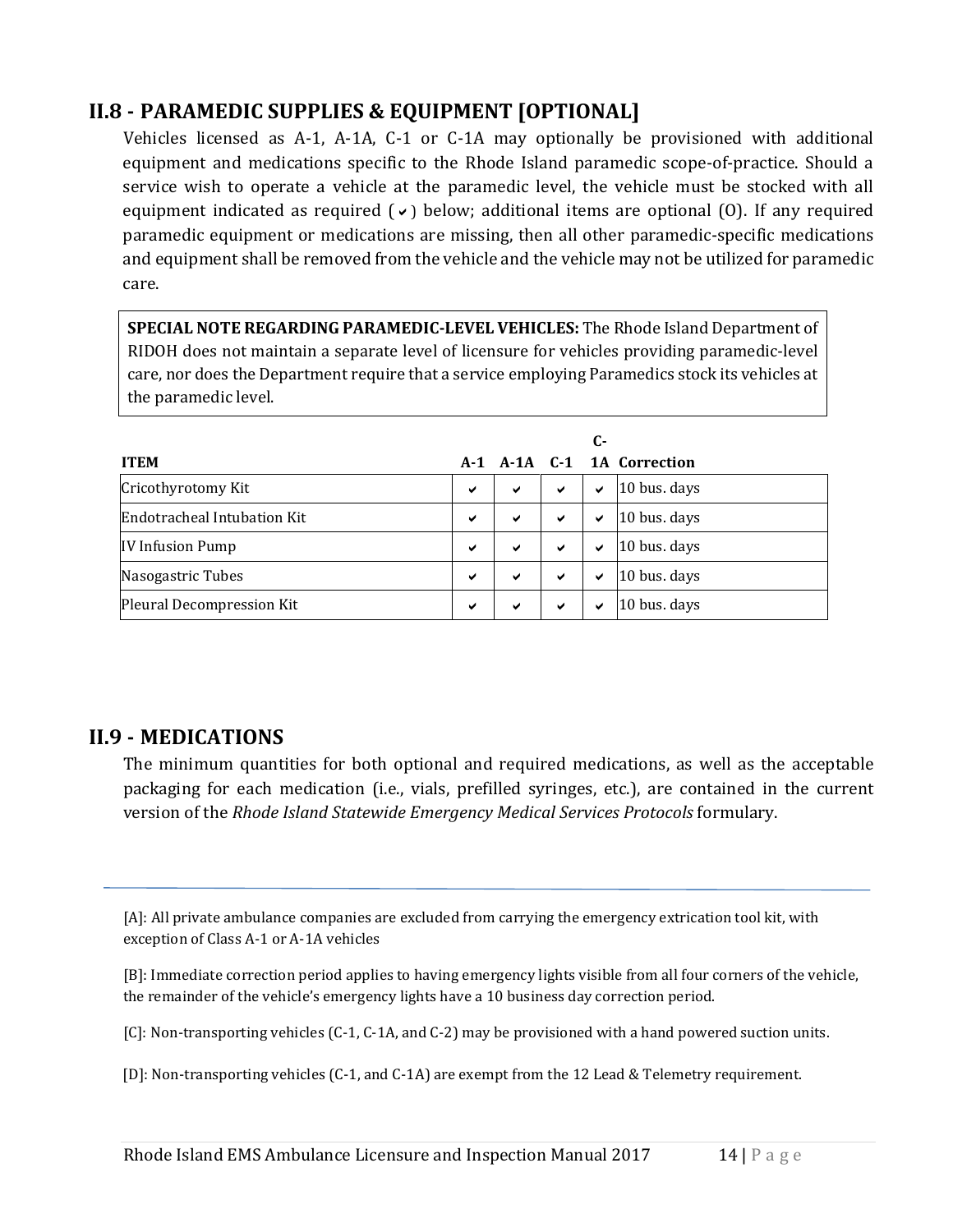## II.8 - PARAMEDIC SUPPLIES & EQUIPMENT [OPTIONAL]

Vehicles licensed as A-1, A-1A, C-1 or C-1A may optionally be provisioned with additional equipment and medications specific to the Rhode Island paramedic scope-of-practice. Should a service wish to operate a vehicle at the paramedic level, the vehicle must be stocked with all equipment indicated as required (✔) below; additional items are optional (O). If any required paramedic equipment or medications are missing, then all other paramedic-specific medications and equipment shall be removed from the vehicle and the vehicle may not be utilized for paramedic care.

> **SPECIAL NOTE REGARDING PARAMEDIC-LEVEL VEHICLES:** The Rhode Island Department of RIDOH does not maintain a separate level of licensure for vehicles providing paramedic-level care, nor does the Department require that a service employing Paramedics stock its vehicles at the paramedic level.

| ITEM | A-1 | A-1A | C-1 | C-1A | Correction |
|---|---|---|---|---|---|
| Cricothyrotomy Kit | ✔ | ✔ | ✔ | ✔ | 10 bus. days |
| Endotracheal Intubation Kit | ✔ | ✔ | ✔ | ✔ | 10 bus. days |
| IV Infusion Pump | ✔ | ✔ | ✔ | ✔ | 10 bus. days |
| Nasogastric Tubes | ✔ | ✔ | ✔ | ✔ | 10 bus. days |
| Pleural Decompression Kit | ✔ | ✔ | ✔ | ✔ | 10 bus. days |

## II.9 - MEDICATIONS

The minimum quantities for both optional and required medications, as well as the acceptable packaging for each medication (i.e., vials, prefilled syringes, etc.), are contained in the current version of the *Rhode Island Statewide Emergency Medical Services Protocols* formulary.

---

[A]: All private ambulance companies are excluded from carrying the emergency extrication tool kit, with exception of Class A-1 or A-1A vehicles

[B]: Immediate correction period applies to having emergency lights visible from all four corners of the vehicle, the remainder of the vehicle's emergency lights have a 10 business day correction period.

[C]: Non-transporting vehicles (C-1, C-1A, and C-2) may be provisioned with a hand powered suction units.

[D]: Non-transporting vehicles (C-1, and C-1A) are exempt from the 12 Lead & Telemetry requirement.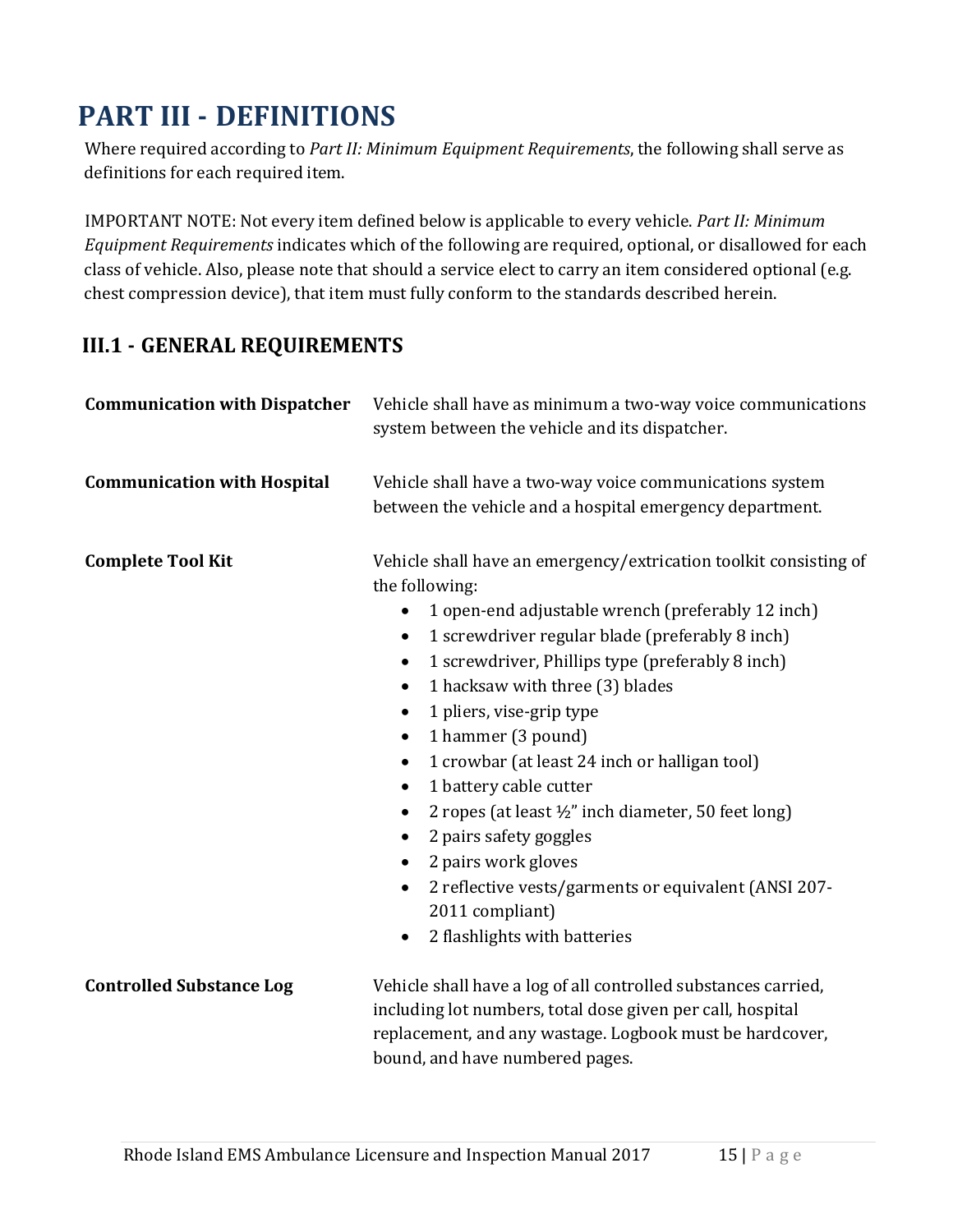# PART III - DEFINITIONS

Where required according to *Part II: Minimum Equipment Requirements*, the following shall serve as definitions for each required item.

IMPORTANT NOTE: Not every item defined below is applicable to every vehicle. *Part II: Minimum Equipment Requirements* indicates which of the following are required, optional, or disallowed for each class of vehicle. Also, please note that should a service elect to carry an item considered optional (e.g. chest compression device), that item must fully conform to the standards described herein.

## III.1 - GENERAL REQUIREMENTS

**Communication with Dispatcher**

Vehicle shall have as minimum a two-way voice communications system between the vehicle and its dispatcher.

**Communication with Hospital**

Vehicle shall have a two-way voice communications system between the vehicle and a hospital emergency department.

**Complete Tool Kit**

Vehicle shall have an emergency/extrication toolkit consisting of the following:

- 1 open-end adjustable wrench (preferably 12 inch)
- 1 screwdriver regular blade (preferably 8 inch)
- 1 screwdriver, Phillips type (preferably 8 inch)
- 1 hacksaw with three (3) blades
- 1 pliers, vise-grip type
- 1 hammer (3 pound)
- 1 crowbar (at least 24 inch or halligan tool)
- 1 battery cable cutter
- 2 ropes (at least ½" inch diameter, 50 feet long)
- 2 pairs safety goggles
- 2 pairs work gloves
- 2 reflective vests/garments or equivalent (ANSI 207-2011 compliant)
- 2 flashlights with batteries

**Controlled Substance Log**

Vehicle shall have a log of all controlled substances carried, including lot numbers, total dose given per call, hospital replacement, and any wastage. Logbook must be hardcover, bound, and have numbered pages.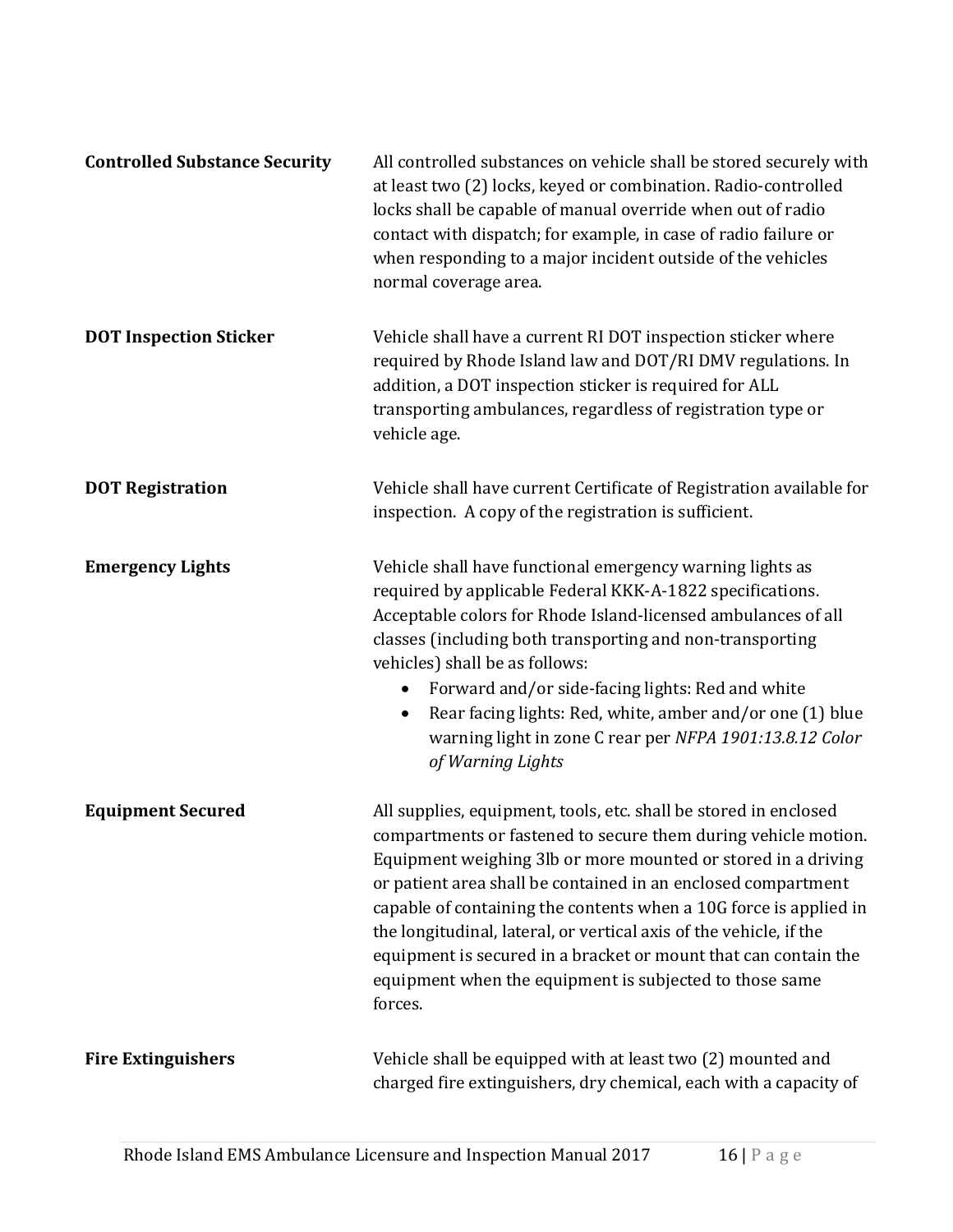**Controlled Substance Security**

All controlled substances on vehicle shall be stored securely with at least two (2) locks, keyed or combination. Radio-controlled locks shall be capable of manual override when out of radio contact with dispatch; for example, in case of radio failure or when responding to a major incident outside of the vehicles normal coverage area.

**DOT Inspection Sticker**

Vehicle shall have a current RI DOT inspection sticker where required by Rhode Island law and DOT/RI DMV regulations. In addition, a DOT inspection sticker is required for ALL transporting ambulances, regardless of registration type or vehicle age.

**DOT Registration**

Vehicle shall have current Certificate of Registration available for inspection. A copy of the registration is sufficient.

**Emergency Lights**

Vehicle shall have functional emergency warning lights as required by applicable Federal KKK-A-1822 specifications. Acceptable colors for Rhode Island-licensed ambulances of all classes (including both transporting and non-transporting vehicles) shall be as follows:

- Forward and/or side-facing lights: Red and white
- Rear facing lights: Red, white, amber and/or one (1) blue warning light in zone C rear per *NFPA 1901:13.8.12 Color of Warning Lights*

**Equipment Secured**

All supplies, equipment, tools, etc. shall be stored in enclosed compartments or fastened to secure them during vehicle motion. Equipment weighing 3lb or more mounted or stored in a driving or patient area shall be contained in an enclosed compartment capable of containing the contents when a 10G force is applied in the longitudinal, lateral, or vertical axis of the vehicle, if the equipment is secured in a bracket or mount that can contain the equipment when the equipment is subjected to those same forces.

**Fire Extinguishers**

Vehicle shall be equipped with at least two (2) mounted and charged fire extinguishers, dry chemical, each with a capacity of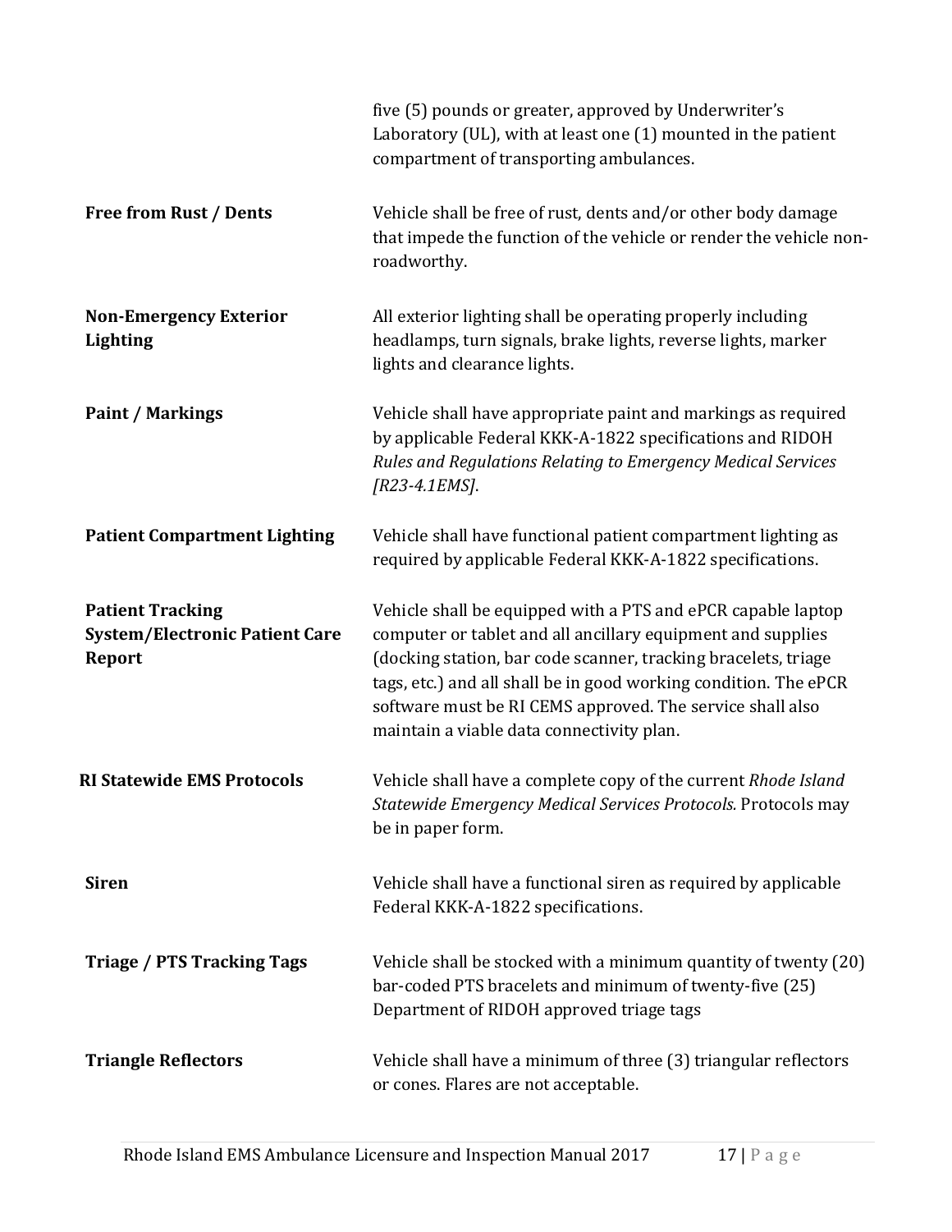| | |
|---|---|
| | five (5) pounds or greater, approved by Underwriter's Laboratory (UL), with at least one (1) mounted in the patient compartment of transporting ambulances. |
| **Free from Rust / Dents** | Vehicle shall be free of rust, dents and/or other body damage that impede the function of the vehicle or render the vehicle non-roadworthy. |
| **Non-Emergency Exterior Lighting** | All exterior lighting shall be operating properly including headlamps, turn signals, brake lights, reverse lights, marker lights and clearance lights. |
| **Paint / Markings** | Vehicle shall have appropriate paint and markings as required by applicable Federal KKK-A-1822 specifications and RIDOH *Rules and Regulations Relating to Emergency Medical Services [R23-4.1EMS]*. |
| **Patient Compartment Lighting** | Vehicle shall have functional patient compartment lighting as required by applicable Federal KKK-A-1822 specifications. |
| **Patient Tracking System/Electronic Patient Care Report** | Vehicle shall be equipped with a PTS and ePCR capable laptop computer or tablet and all ancillary equipment and supplies (docking station, bar code scanner, tracking bracelets, triage tags, etc.) and all shall be in good working condition. The ePCR software must be RI CEMS approved. The service shall also maintain a viable data connectivity plan. |
| **RI Statewide EMS Protocols** | Vehicle shall have a complete copy of the current *Rhode Island Statewide Emergency Medical Services Protocols.* Protocols may be in paper form. |
| **Siren** | Vehicle shall have a functional siren as required by applicable Federal KKK-A-1822 specifications. |
| **Triage / PTS Tracking Tags** | Vehicle shall be stocked with a minimum quantity of twenty (20) bar-coded PTS bracelets and minimum of twenty-five (25) Department of RIDOH approved triage tags |
| **Triangle Reflectors** | Vehicle shall have a minimum of three (3) triangular reflectors or cones. Flares are not acceptable. |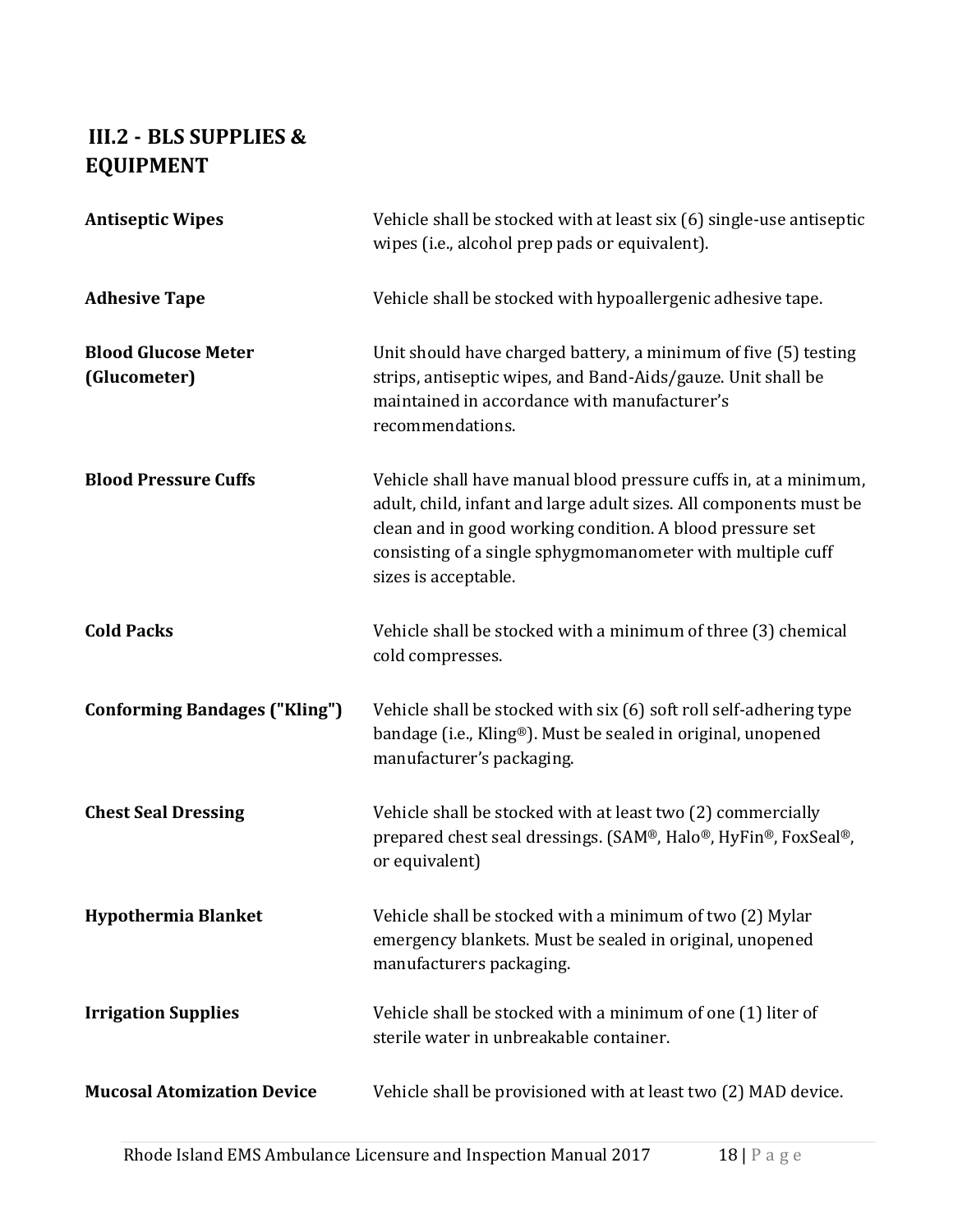## III.2 - BLS SUPPLIES & EQUIPMENT

| | |
|---|---|
| **Antiseptic Wipes** | Vehicle shall be stocked with at least six (6) single-use antiseptic wipes (i.e., alcohol prep pads or equivalent). |
| **Adhesive Tape** | Vehicle shall be stocked with hypoallergenic adhesive tape. |
| **Blood Glucose Meter (Glucometer)** | Unit should have charged battery, a minimum of five (5) testing strips, antiseptic wipes, and Band-Aids/gauze. Unit shall be maintained in accordance with manufacturer's recommendations. |
| **Blood Pressure Cuffs** | Vehicle shall have manual blood pressure cuffs in, at a minimum, adult, child, infant and large adult sizes. All components must be clean and in good working condition. A blood pressure set consisting of a single sphygmomanometer with multiple cuff sizes is acceptable. |
| **Cold Packs** | Vehicle shall be stocked with a minimum of three (3) chemical cold compresses. |
| **Conforming Bandages ("Kling")** | Vehicle shall be stocked with six (6) soft roll self-adhering type bandage (i.e., Kling®). Must be sealed in original, unopened manufacturer's packaging. |
| **Chest Seal Dressing** | Vehicle shall be stocked with at least two (2) commercially prepared chest seal dressings. (SAM®, Halo®, HyFin®, FoxSeal®, or equivalent) |
| **Hypothermia Blanket** | Vehicle shall be stocked with a minimum of two (2) Mylar emergency blankets. Must be sealed in original, unopened manufacturers packaging. |
| **Irrigation Supplies** | Vehicle shall be stocked with a minimum of one (1) liter of sterile water in unbreakable container. |
| **Mucosal Atomization Device** | Vehicle shall be provisioned with at least two (2) MAD device. |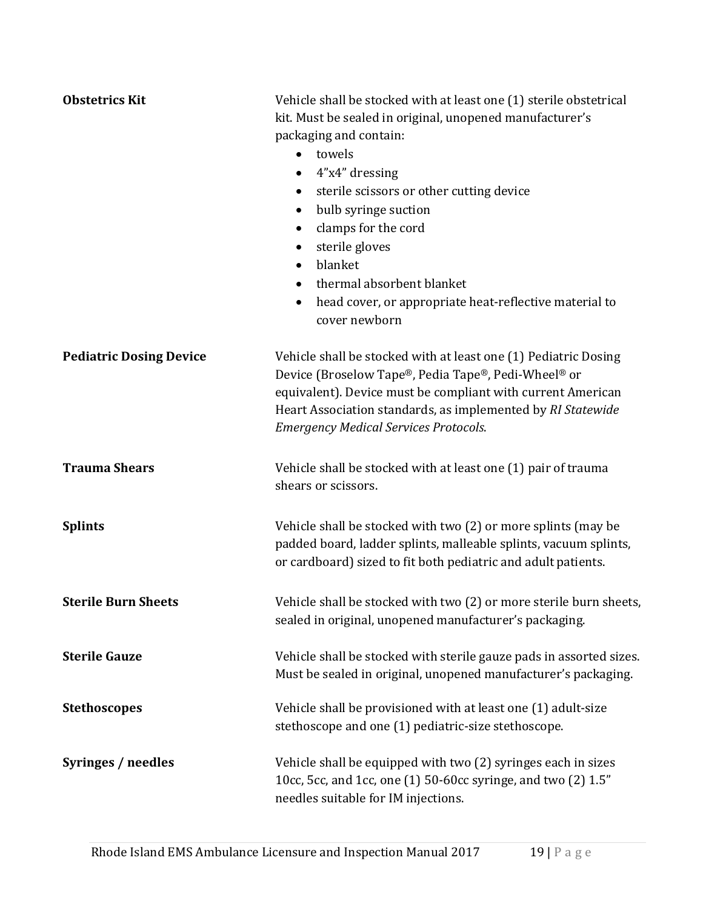| | |
|---|---|
| **Obstetrics Kit** | Vehicle shall be stocked with at least one (1) sterile obstetrical kit. Must be sealed in original, unopened manufacturer's packaging and contain:<br>• towels<br>• 4"x4" dressing<br>• sterile scissors or other cutting device<br>• bulb syringe suction<br>• clamps for the cord<br>• sterile gloves<br>• blanket<br>• thermal absorbent blanket<br>• head cover, or appropriate heat-reflective material to cover newborn |
| **Pediatric Dosing Device** | Vehicle shall be stocked with at least one (1) Pediatric Dosing Device (Broselow Tape®, Pedia Tape®, Pedi-Wheel® or equivalent). Device must be compliant with current American Heart Association standards, as implemented by *RI Statewide Emergency Medical Services Protocols*. |
| **Trauma Shears** | Vehicle shall be stocked with at least one (1) pair of trauma shears or scissors. |
| **Splints** | Vehicle shall be stocked with two (2) or more splints (may be padded board, ladder splints, malleable splints, vacuum splints, or cardboard) sized to fit both pediatric and adult patients. |
| **Sterile Burn Sheets** | Vehicle shall be stocked with two (2) or more sterile burn sheets, sealed in original, unopened manufacturer's packaging. |
| **Sterile Gauze** | Vehicle shall be stocked with sterile gauze pads in assorted sizes. Must be sealed in original, unopened manufacturer's packaging. |
| **Stethoscopes** | Vehicle shall be provisioned with at least one (1) adult-size stethoscope and one (1) pediatric-size stethoscope. |
| **Syringes / needles** | Vehicle shall be equipped with two (2) syringes each in sizes 10cc, 5cc, and 1cc, one (1) 50-60cc syringe, and two (2) 1.5" needles suitable for IM injections. |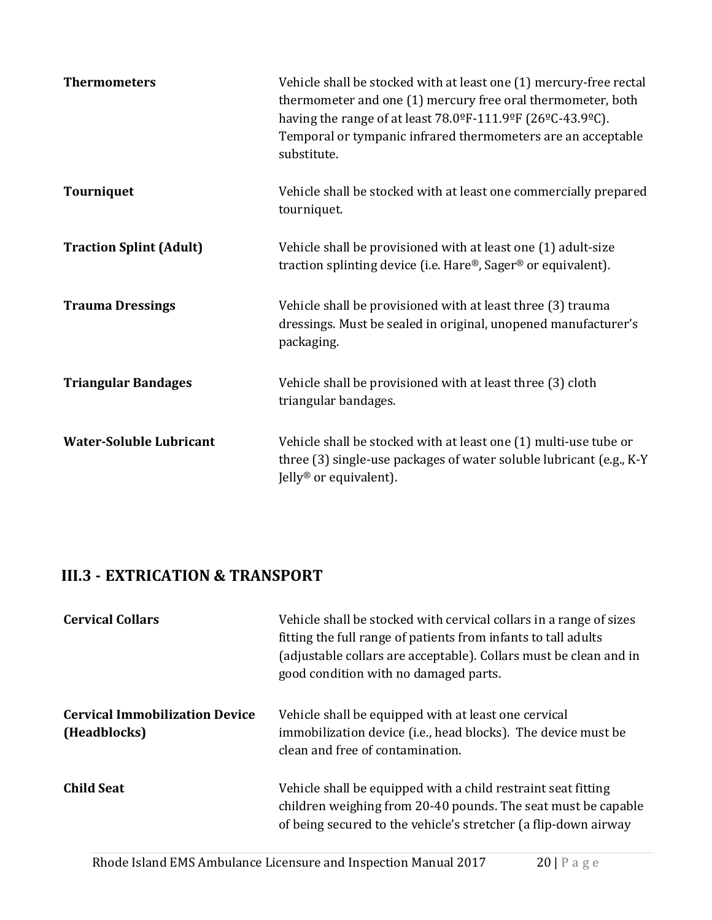| | |
|---|---|
| **Thermometers** | Vehicle shall be stocked with at least one (1) mercury-free rectal thermometer and one (1) mercury free oral thermometer, both having the range of at least 78.0ºF-111.9ºF (26ºC-43.9ºC). Temporal or tympanic infrared thermometers are an acceptable substitute. |
| **Tourniquet** | Vehicle shall be stocked with at least one commercially prepared tourniquet. |
| **Traction Splint (Adult)** | Vehicle shall be provisioned with at least one (1) adult-size traction splinting device (i.e. Hare®, Sager® or equivalent). |
| **Trauma Dressings** | Vehicle shall be provisioned with at least three (3) trauma dressings. Must be sealed in original, unopened manufacturer's packaging. |
| **Triangular Bandages** | Vehicle shall be provisioned with at least three (3) cloth triangular bandages. |
| **Water-Soluble Lubricant** | Vehicle shall be stocked with at least one (1) multi-use tube or three (3) single-use packages of water soluble lubricant (e.g., K-Y Jelly® or equivalent). |

## III.3 - EXTRICATION & TRANSPORT

| | |
|---|---|
| **Cervical Collars** | Vehicle shall be stocked with cervical collars in a range of sizes fitting the full range of patients from infants to tall adults (adjustable collars are acceptable). Collars must be clean and in good condition with no damaged parts. |
| **Cervical Immobilization Device (Headblocks)** | Vehicle shall be equipped with at least one cervical immobilization device (i.e., head blocks). The device must be clean and free of contamination. |
| **Child Seat** | Vehicle shall be equipped with a child restraint seat fitting children weighing from 20-40 pounds. The seat must be capable of being secured to the vehicle's stretcher (a flip-down airway |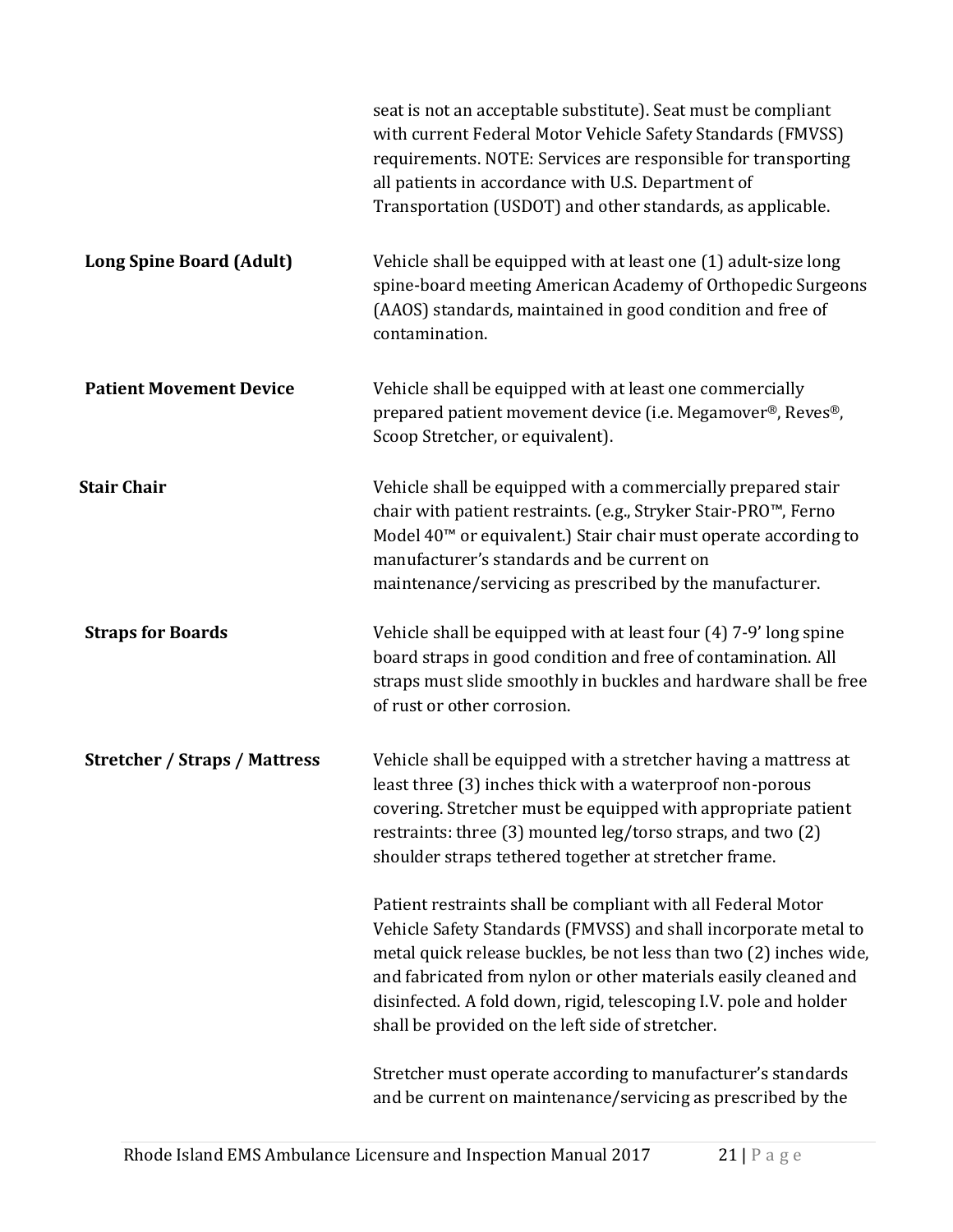seat is not an acceptable substitute). Seat must be compliant with current Federal Motor Vehicle Safety Standards (FMVSS) requirements. NOTE: Services are responsible for transporting all patients in accordance with U.S. Department of Transportation (USDOT) and other standards, as applicable.

| | |
|---|---|
| **Long Spine Board (Adult)** | Vehicle shall be equipped with at least one (1) adult-size long spine-board meeting American Academy of Orthopedic Surgeons (AAOS) standards, maintained in good condition and free of contamination. |
| **Patient Movement Device** | Vehicle shall be equipped with at least one commercially prepared patient movement device (i.e. Megamover®, Reves®, Scoop Stretcher, or equivalent). |
| **Stair Chair** | Vehicle shall be equipped with a commercially prepared stair chair with patient restraints. (e.g., Stryker Stair-PRO™, Ferno Model 40™ or equivalent.) Stair chair must operate according to manufacturer's standards and be current on maintenance/servicing as prescribed by the manufacturer. |
| **Straps for Boards** | Vehicle shall be equipped with at least four (4) 7-9' long spine board straps in good condition and free of contamination. All straps must slide smoothly in buckles and hardware shall be free of rust or other corrosion. |
| **Stretcher / Straps / Mattress** | Vehicle shall be equipped with a stretcher having a mattress at least three (3) inches thick with a waterproof non-porous covering. Stretcher must be equipped with appropriate patient restraints: three (3) mounted leg/torso straps, and two (2) shoulder straps tethered together at stretcher frame.<br><br>Patient restraints shall be compliant with all Federal Motor Vehicle Safety Standards (FMVSS) and shall incorporate metal to metal quick release buckles, be not less than two (2) inches wide, and fabricated from nylon or other materials easily cleaned and disinfected. A fold down, rigid, telescoping I.V. pole and holder shall be provided on the left side of stretcher.<br><br>Stretcher must operate according to manufacturer's standards and be current on maintenance/servicing as prescribed by the |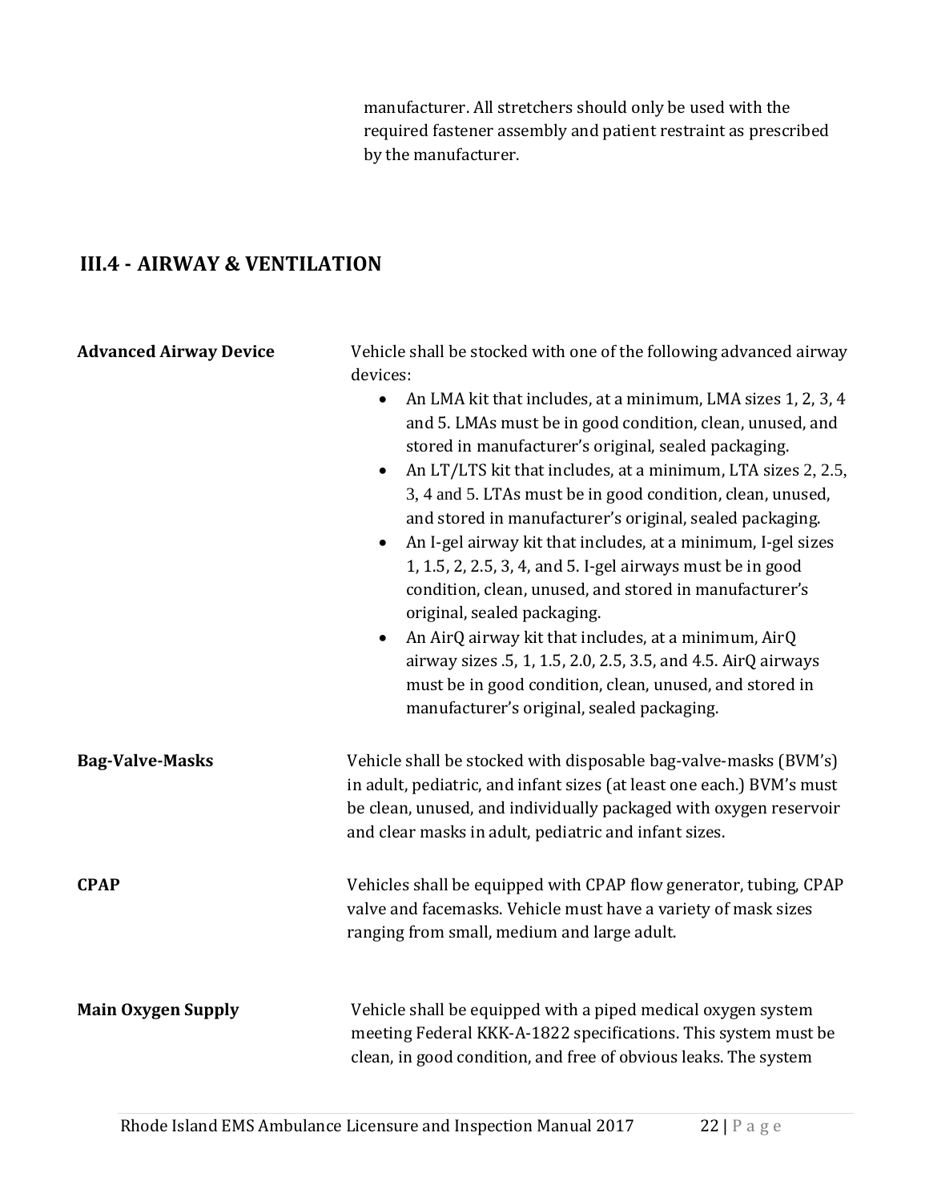manufacturer. All stretchers should only be used with the required fastener assembly and patient restraint as prescribed by the manufacturer.

## III.4 - AIRWAY & VENTILATION

**Advanced Airway Device**

Vehicle shall be stocked with one of the following advanced airway devices:

- An LMA kit that includes, at a minimum, LMA sizes 1, 2, 3, 4 and 5. LMAs must be in good condition, clean, unused, and stored in manufacturer's original, sealed packaging.
- An LT/LTS kit that includes, at a minimum, LTA sizes 2, 2.5, 3, 4 and 5. LTAs must be in good condition, clean, unused, and stored in manufacturer's original, sealed packaging.
- An I-gel airway kit that includes, at a minimum, I-gel sizes 1, 1.5, 2, 2.5, 3, 4, and 5. I-gel airways must be in good condition, clean, unused, and stored in manufacturer's original, sealed packaging.
- An AirQ airway kit that includes, at a minimum, AirQ airway sizes .5, 1, 1.5, 2.0, 2.5, 3.5, and 4.5. AirQ airways must be in good condition, clean, unused, and stored in manufacturer's original, sealed packaging.

**Bag-Valve-Masks**

Vehicle shall be stocked with disposable bag-valve-masks (BVM's) in adult, pediatric, and infant sizes (at least one each.) BVM's must be clean, unused, and individually packaged with oxygen reservoir and clear masks in adult, pediatric and infant sizes.

**CPAP**

Vehicles shall be equipped with CPAP flow generator, tubing, CPAP valve and facemasks. Vehicle must have a variety of mask sizes ranging from small, medium and large adult.

**Main Oxygen Supply**

Vehicle shall be equipped with a piped medical oxygen system meeting Federal KKK-A-1822 specifications. This system must be clean, in good condition, and free of obvious leaks. The system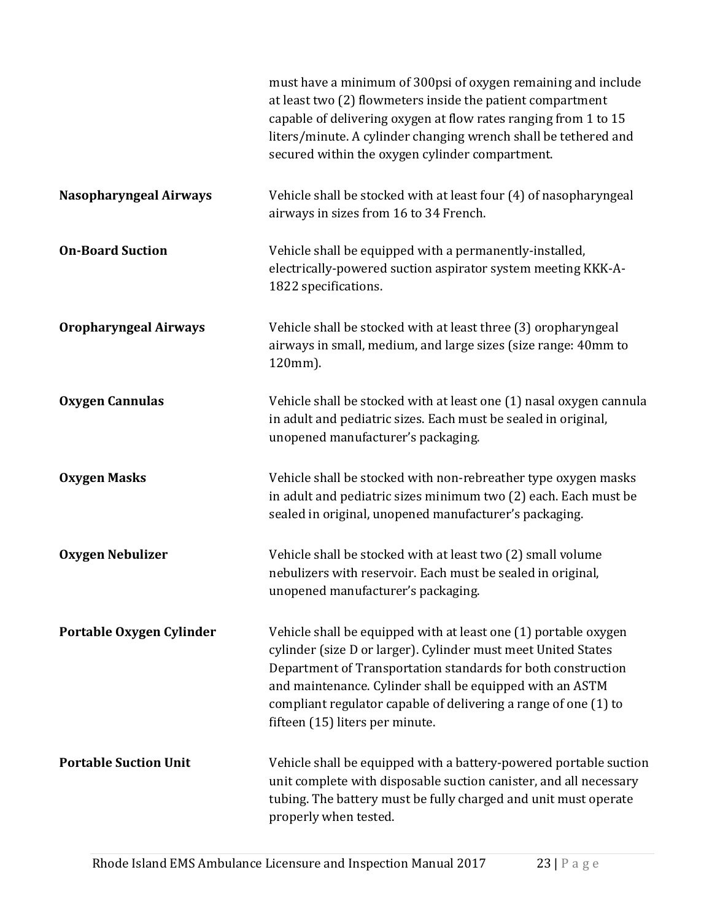| | |
|---|---|
| | must have a minimum of 300psi of oxygen remaining and include at least two (2) flowmeters inside the patient compartment capable of delivering oxygen at flow rates ranging from 1 to 15 liters/minute. A cylinder changing wrench shall be tethered and secured within the oxygen cylinder compartment. |
| **Nasopharyngeal Airways** | Vehicle shall be stocked with at least four (4) of nasopharyngeal airways in sizes from 16 to 34 French. |
| **On-Board Suction** | Vehicle shall be equipped with a permanently-installed, electrically-powered suction aspirator system meeting KKK-A-1822 specifications. |
| **Oropharyngeal Airways** | Vehicle shall be stocked with at least three (3) oropharyngeal airways in small, medium, and large sizes (size range: 40mm to 120mm). |
| **Oxygen Cannulas** | Vehicle shall be stocked with at least one (1) nasal oxygen cannula in adult and pediatric sizes. Each must be sealed in original, unopened manufacturer's packaging. |
| **Oxygen Masks** | Vehicle shall be stocked with non-rebreather type oxygen masks in adult and pediatric sizes minimum two (2) each. Each must be sealed in original, unopened manufacturer's packaging. |
| **Oxygen Nebulizer** | Vehicle shall be stocked with at least two (2) small volume nebulizers with reservoir. Each must be sealed in original, unopened manufacturer's packaging. |
| **Portable Oxygen Cylinder** | Vehicle shall be equipped with at least one (1) portable oxygen cylinder (size D or larger). Cylinder must meet United States Department of Transportation standards for both construction and maintenance. Cylinder shall be equipped with an ASTM compliant regulator capable of delivering a range of one (1) to fifteen (15) liters per minute. |
| **Portable Suction Unit** | Vehicle shall be equipped with a battery-powered portable suction unit complete with disposable suction canister, and all necessary tubing. The battery must be fully charged and unit must operate properly when tested. |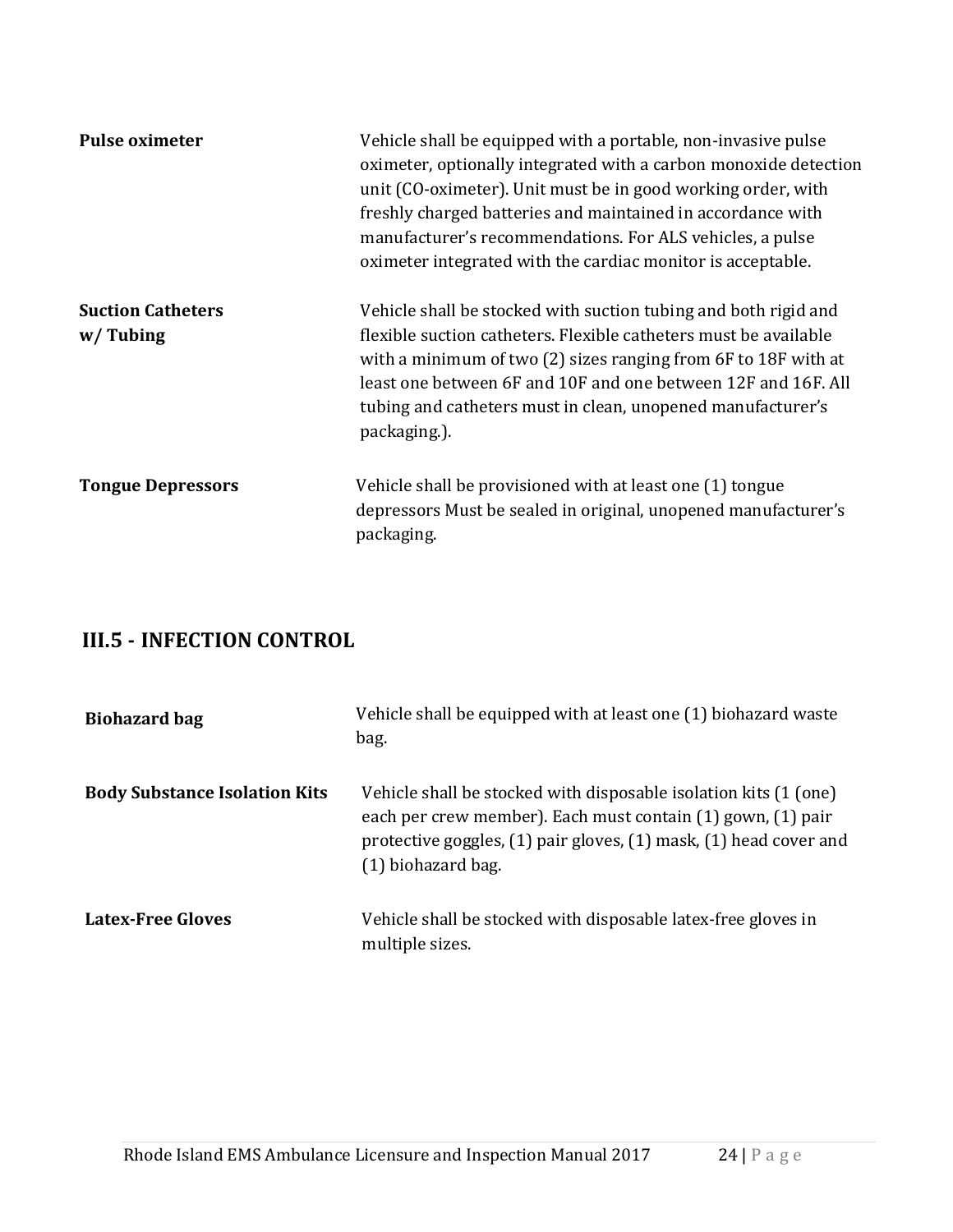| | |
|---|---|
| **Pulse oximeter** | Vehicle shall be equipped with a portable, non-invasive pulse oximeter, optionally integrated with a carbon monoxide detection unit (CO-oximeter). Unit must be in good working order, with freshly charged batteries and maintained in accordance with manufacturer's recommendations. For ALS vehicles, a pulse oximeter integrated with the cardiac monitor is acceptable. |
| **Suction Catheters w/ Tubing** | Vehicle shall be stocked with suction tubing and both rigid and flexible suction catheters. Flexible catheters must be available with a minimum of two (2) sizes ranging from 6F to 18F with at least one between 6F and 10F and one between 12F and 16F. All tubing and catheters must in clean, unopened manufacturer's packaging.). |
| **Tongue Depressors** | Vehicle shall be provisioned with at least one (1) tongue depressors Must be sealed in original, unopened manufacturer's packaging. |

## III.5 - INFECTION CONTROL

| | |
|---|---|
| **Biohazard bag** | Vehicle shall be equipped with at least one (1) biohazard waste bag. |
| **Body Substance Isolation Kits** | Vehicle shall be stocked with disposable isolation kits (1 (one) each per crew member). Each must contain (1) gown, (1) pair protective goggles, (1) pair gloves, (1) mask, (1) head cover and (1) biohazard bag. |
| **Latex-Free Gloves** | Vehicle shall be stocked with disposable latex-free gloves in multiple sizes. |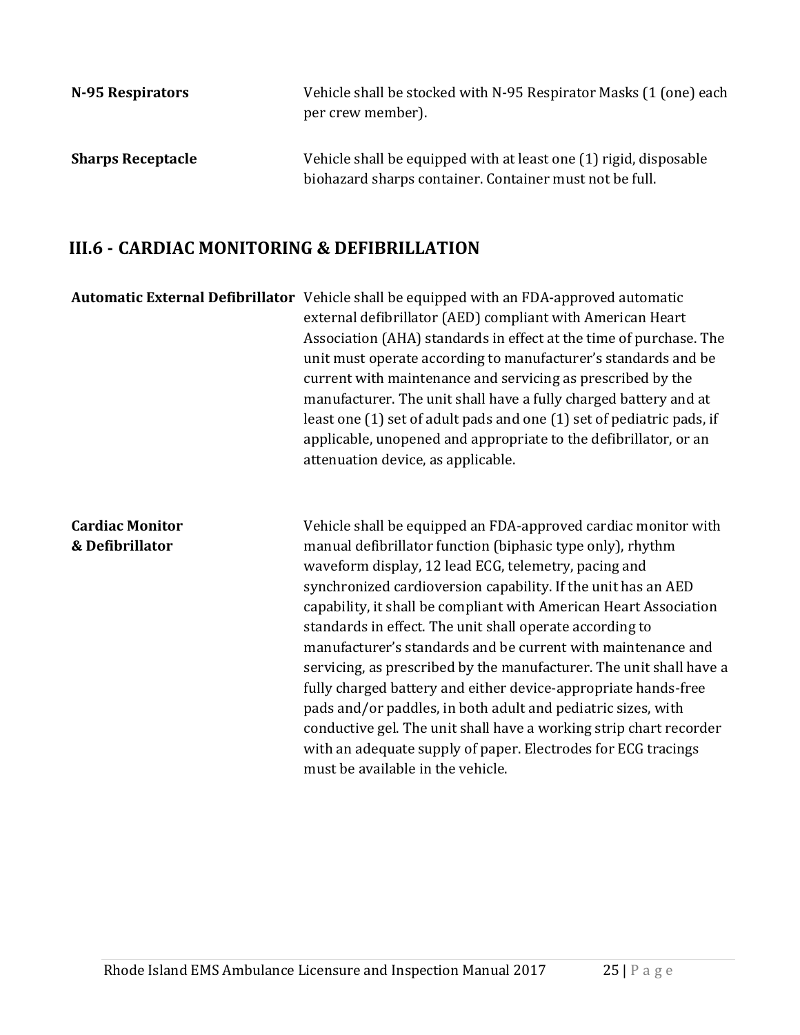**N-95 Respirators** Vehicle shall be stocked with N-95 Respirator Masks (1 (one) each per crew member).

**Sharps Receptacle** Vehicle shall be equipped with at least one (1) rigid, disposable biohazard sharps container. Container must not be full.

## III.6 - CARDIAC MONITORING & DEFIBRILLATION

**Automatic External Defibrillator** Vehicle shall be equipped with an FDA-approved automatic external defibrillator (AED) compliant with American Heart Association (AHA) standards in effect at the time of purchase. The unit must operate according to manufacturer's standards and be current with maintenance and servicing as prescribed by the manufacturer. The unit shall have a fully charged battery and at least one (1) set of adult pads and one (1) set of pediatric pads, if applicable, unopened and appropriate to the defibrillator, or an attenuation device, as applicable.

**Cardiac Monitor & Defibrillator** Vehicle shall be equipped an FDA-approved cardiac monitor with manual defibrillator function (biphasic type only), rhythm waveform display, 12 lead ECG, telemetry, pacing and synchronized cardioversion capability. If the unit has an AED capability, it shall be compliant with American Heart Association standards in effect. The unit shall operate according to manufacturer's standards and be current with maintenance and servicing, as prescribed by the manufacturer. The unit shall have a fully charged battery and either device-appropriate hands-free pads and/or paddles, in both adult and pediatric sizes, with conductive gel. The unit shall have a working strip chart recorder with an adequate supply of paper. Electrodes for ECG tracings must be available in the vehicle.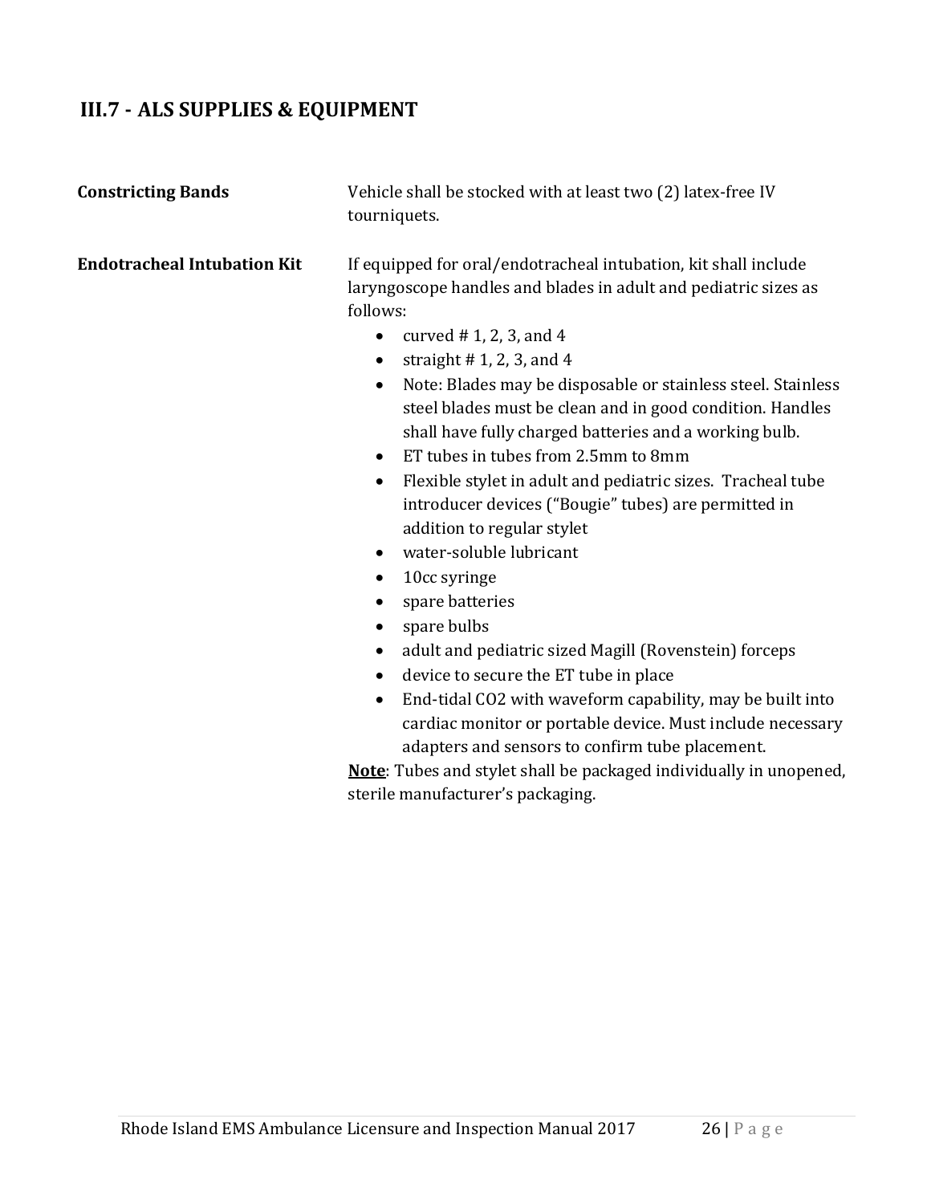## III.7 - ALS SUPPLIES & EQUIPMENT

**Constricting Bands**

Vehicle shall be stocked with at least two (2) latex-free IV tourniquets.

**Endotracheal Intubation Kit**

If equipped for oral/endotracheal intubation, kit shall include laryngoscope handles and blades in adult and pediatric sizes as follows:

- curved # 1, 2, 3, and 4
- straight # 1, 2, 3, and 4
- Note: Blades may be disposable or stainless steel. Stainless steel blades must be clean and in good condition. Handles shall have fully charged batteries and a working bulb.
- ET tubes in tubes from 2.5mm to 8mm
- Flexible stylet in adult and pediatric sizes. Tracheal tube introducer devices ("Bougie" tubes) are permitted in addition to regular stylet
- water-soluble lubricant
- 10cc syringe
- spare batteries
- spare bulbs
- adult and pediatric sized Magill (Rovenstein) forceps
- device to secure the ET tube in place
- End-tidal $CO_2$ with waveform capability, may be built into cardiac monitor or portable device. Must include necessary adapters and sensors to confirm tube placement.

**Note**: Tubes and stylet shall be packaged individually in unopened, sterile manufacturer's packaging.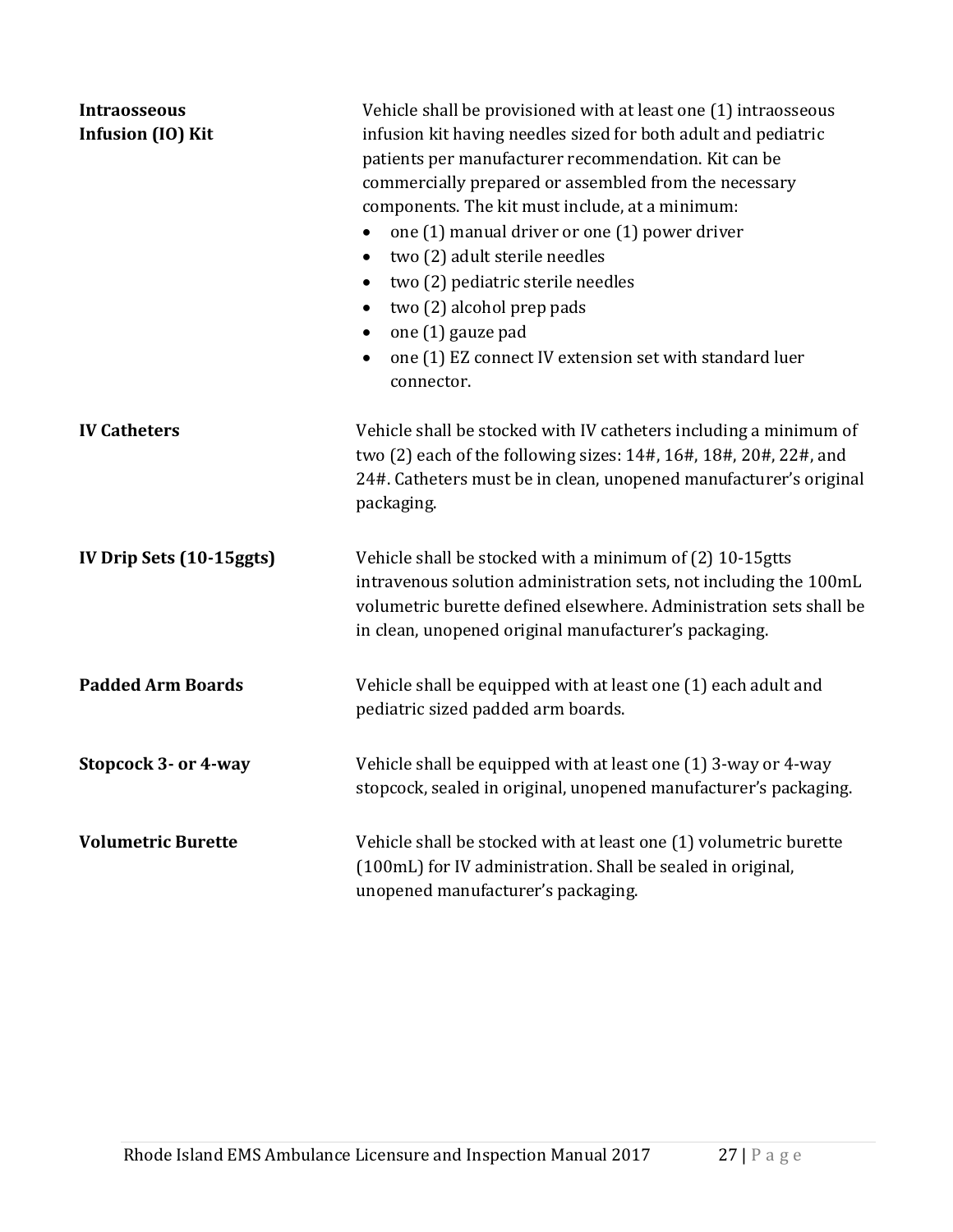**Intraosseous Infusion (IO) Kit**

Vehicle shall be provisioned with at least one (1) intraosseous infusion kit having needles sized for both adult and pediatric patients per manufacturer recommendation. Kit can be commercially prepared or assembled from the necessary components. The kit must include, at a minimum:

- one (1) manual driver or one (1) power driver
- two (2) adult sterile needles
- two (2) pediatric sterile needles
- two (2) alcohol prep pads
- one (1) gauze pad
- one (1) EZ connect IV extension set with standard luer connector.

**IV Catheters**

Vehicle shall be stocked with IV catheters including a minimum of two (2) each of the following sizes: 14#, 16#, 18#, 20#, 22#, and 24#. Catheters must be in clean, unopened manufacturer's original packaging.

**IV Drip Sets (10-15ggts)**

Vehicle shall be stocked with a minimum of (2) 10-15gtts intravenous solution administration sets, not including the 100mL volumetric burette defined elsewhere. Administration sets shall be in clean, unopened original manufacturer's packaging.

**Padded Arm Boards**

Vehicle shall be equipped with at least one (1) each adult and pediatric sized padded arm boards.

**Stopcock 3- or 4-way**

Vehicle shall be equipped with at least one (1) 3-way or 4-way stopcock, sealed in original, unopened manufacturer's packaging.

**Volumetric Burette**

Vehicle shall be stocked with at least one (1) volumetric burette (100mL) for IV administration. Shall be sealed in original, unopened manufacturer's packaging.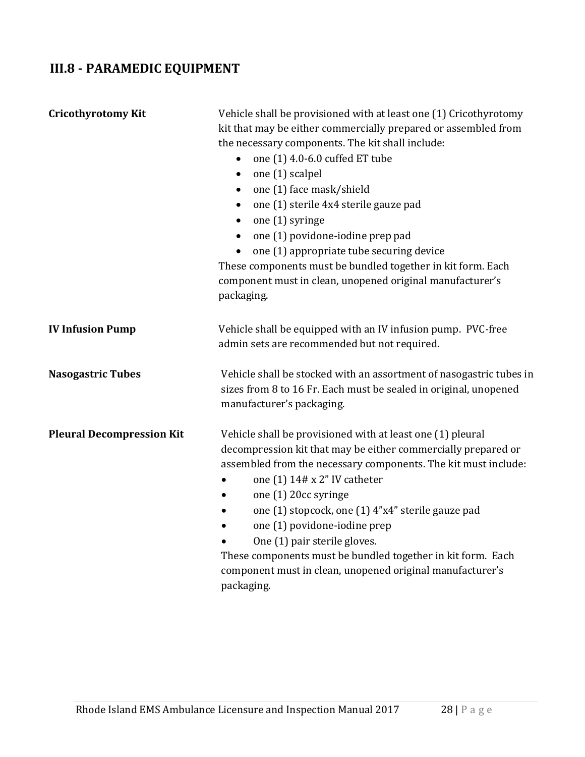## III.8 - PARAMEDIC EQUIPMENT

**Cricothyrotomy Kit**

Vehicle shall be provisioned with at least one (1) Cricothyrotomy kit that may be either commercially prepared or assembled from the necessary components. The kit shall include:

- one (1) 4.0-6.0 cuffed ET tube
- one (1) scalpel
- one (1) face mask/shield
- one (1) sterile 4x4 sterile gauze pad
- one (1) syringe
- one (1) povidone-iodine prep pad
- one (1) appropriate tube securing device

These components must be bundled together in kit form. Each component must in clean, unopened original manufacturer's packaging.

**IV Infusion Pump**

Vehicle shall be equipped with an IV infusion pump. PVC-free admin sets are recommended but not required.

**Nasogastric Tubes**

Vehicle shall be stocked with an assortment of nasogastric tubes in sizes from 8 to 16 Fr. Each must be sealed in original, unopened manufacturer's packaging.

**Pleural Decompression Kit**

Vehicle shall be provisioned with at least one (1) pleural decompression kit that may be either commercially prepared or assembled from the necessary components. The kit must include:

- one (1) 14# x 2" IV catheter
- one (1) 20cc syringe
- one (1) stopcock, one (1) 4"x4" sterile gauze pad
- one (1) povidone-iodine prep
- One (1) pair sterile gloves.

These components must be bundled together in kit form. Each component must in clean, unopened original manufacturer's packaging.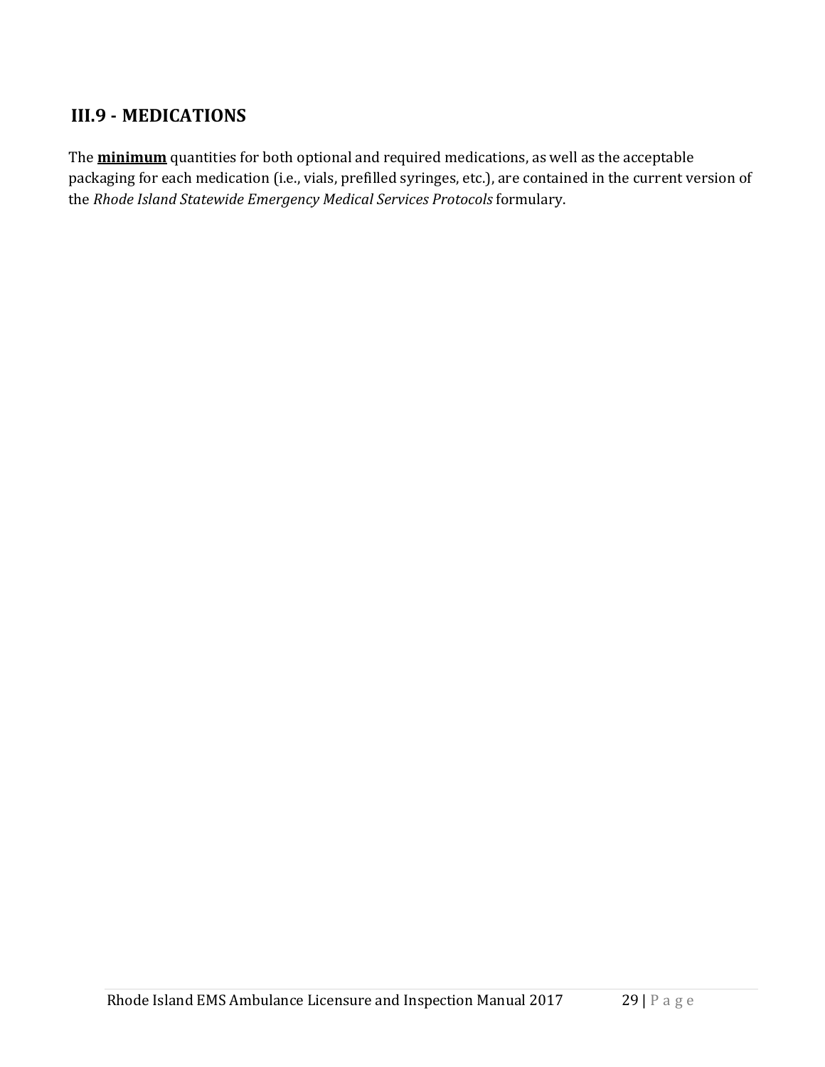## III.9 - MEDICATIONS

The **minimum** quantities for both optional and required medications, as well as the acceptable packaging for each medication (i.e., vials, prefilled syringes, etc.), are contained in the current version of the *Rhode Island Statewide Emergency Medical Services Protocols* formulary.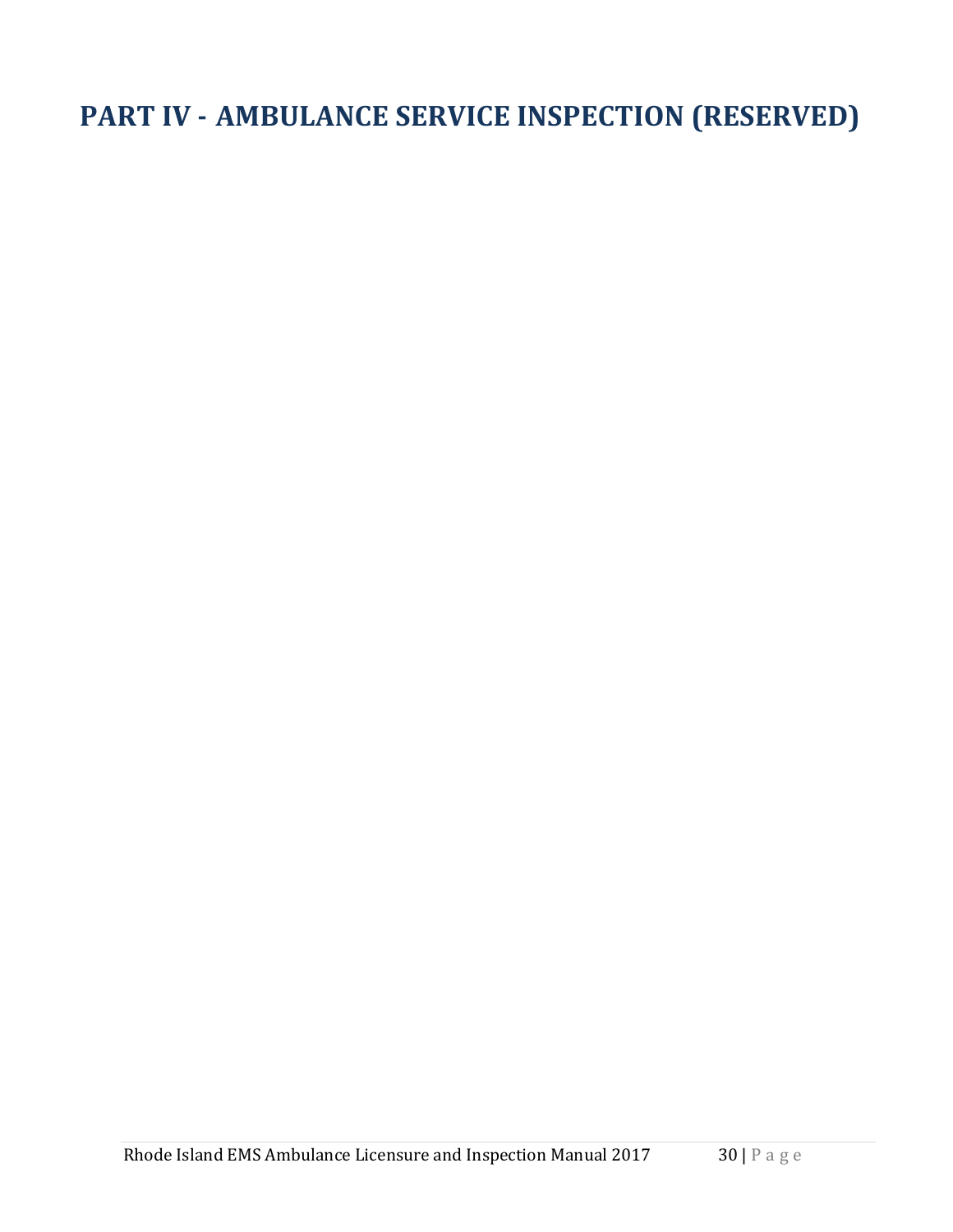# PART IV - AMBULANCE SERVICE INSPECTION (RESERVED)